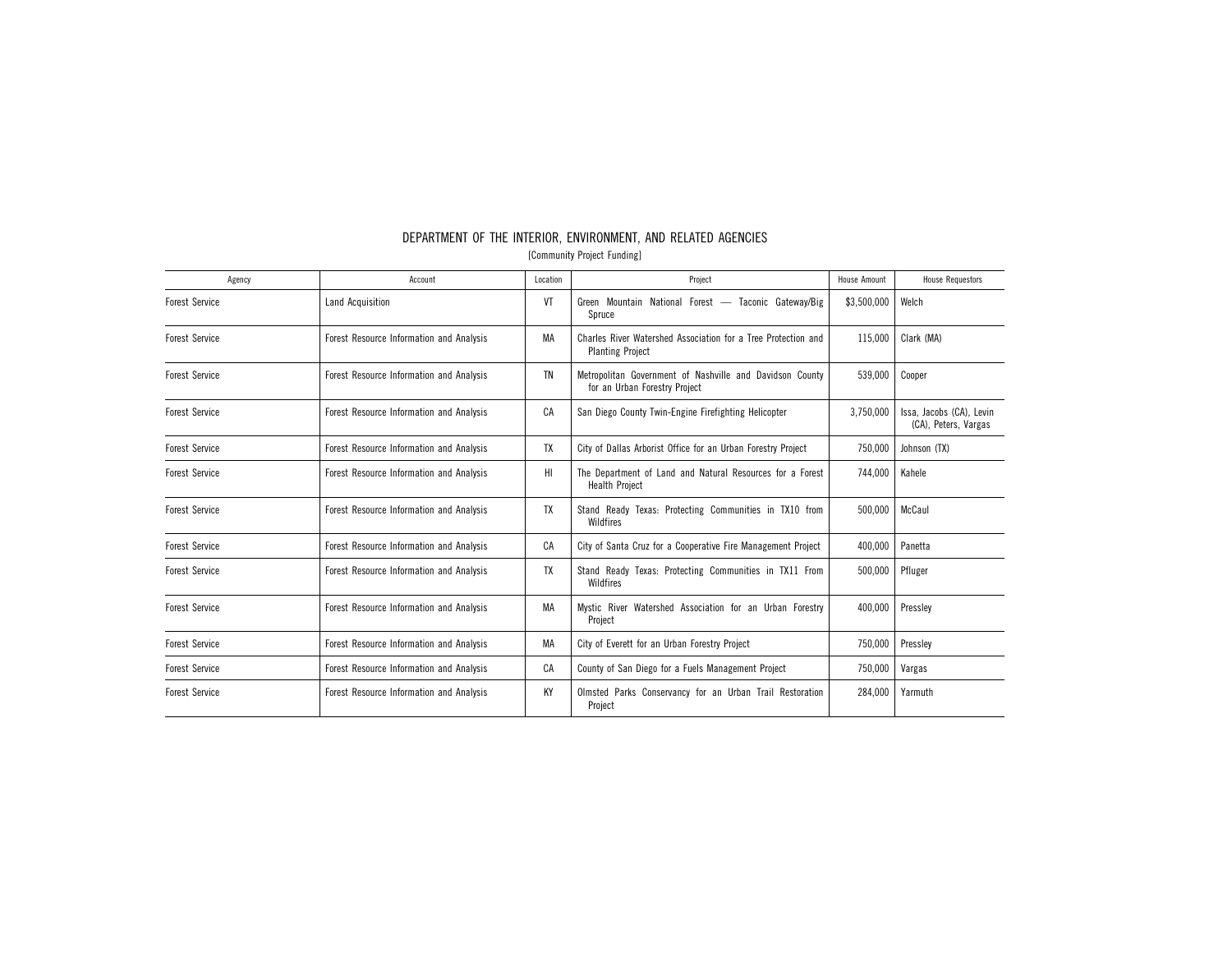# DEPARTMENT OF THE INTERIOR, ENVIRONMENT, AND RELATED AGENCIES

[Community Project Funding]

| Agency | Account | Location | Project | House Amount | House Requestors |
|---|---|---|---|---|---|
| Forest Service | Land Acquisition | VT | Green Mountain National Forest — Taconic Gateway/Big Spruce | $3,500,000 | Welch |
| Forest Service | Forest Resource Information and Analysis | MA | Charles River Watershed Association for a Tree Protection and Planting Project | 115,000 | Clark (MA) |
| Forest Service | Forest Resource Information and Analysis | TN | Metropolitan Government of Nashville and Davidson County for an Urban Forestry Project | 539,000 | Cooper |
| Forest Service | Forest Resource Information and Analysis | CA | San Diego County Twin-Engine Firefighting Helicopter | 3,750,000 | Issa, Jacobs (CA), Levin (CA), Peters, Vargas |
| Forest Service | Forest Resource Information and Analysis | TX | City of Dallas Arborist Office for an Urban Forestry Project | 750,000 | Johnson (TX) |
| Forest Service | Forest Resource Information and Analysis | HI | The Department of Land and Natural Resources for a Forest Health Project | 744,000 | Kahele |
| Forest Service | Forest Resource Information and Analysis | TX | Stand Ready Texas: Protecting Communities in TX10 from Wildfires | 500,000 | McCaul |
| Forest Service | Forest Resource Information and Analysis | CA | City of Santa Cruz for a Cooperative Fire Management Project | 400,000 | Panetta |
| Forest Service | Forest Resource Information and Analysis | TX | Stand Ready Texas: Protecting Communities in TX11 From Wildfires | 500,000 | Pfluger |
| Forest Service | Forest Resource Information and Analysis | MA | Mystic River Watershed Association for an Urban Forestry Project | 400,000 | Pressley |
| Forest Service | Forest Resource Information and Analysis | MA | City of Everett for an Urban Forestry Project | 750,000 | Pressley |
| Forest Service | Forest Resource Information and Analysis | CA | County of San Diego for a Fuels Management Project | 750,000 | Vargas |
| Forest Service | Forest Resource Information and Analysis | KY | Olmsted Parks Conservancy for an Urban Trail Restoration Project | 284,000 | Yarmuth |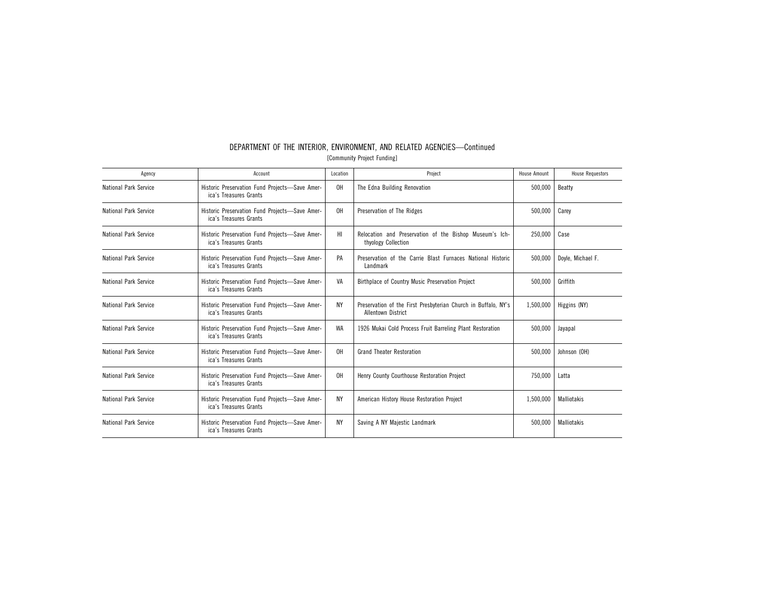## DEPARTMENT OF THE INTERIOR, ENVIRONMENT, AND RELATED AGENCIES—Continued

[Community Project Funding]

| Agency | Account | Location | Project | House Amount | House Requestors |
|---|---|---|---|---|---|
| National Park Service | Historic Preservation Fund Projects—Save America's Treasures Grants | OH | The Edna Building Renovation | 500,000 | Beatty |
| National Park Service | Historic Preservation Fund Projects—Save America's Treasures Grants | OH | Preservation of The Ridges | 500,000 | Carey |
| National Park Service | Historic Preservation Fund Projects—Save America's Treasures Grants | HI | Relocation and Preservation of the Bishop Museum's Ichthyology Collection | 250,000 | Case |
| National Park Service | Historic Preservation Fund Projects—Save America's Treasures Grants | PA | Preservation of the Carrie Blast Furnaces National Historic Landmark | 500,000 | Doyle, Michael F. |
| National Park Service | Historic Preservation Fund Projects—Save America's Treasures Grants | VA | Birthplace of Country Music Preservation Project | 500,000 | Griffith |
| National Park Service | Historic Preservation Fund Projects—Save America's Treasures Grants | NY | Preservation of the First Presbyterian Church in Buffalo, NY's Allentown District | 1,500,000 | Higgins (NY) |
| National Park Service | Historic Preservation Fund Projects—Save America's Treasures Grants | WA | 1926 Mukai Cold Process Fruit Barreling Plant Restoration | 500,000 | Jayapal |
| National Park Service | Historic Preservation Fund Projects—Save America's Treasures Grants | OH | Grand Theater Restoration | 500,000 | Johnson (OH) |
| National Park Service | Historic Preservation Fund Projects—Save America's Treasures Grants | OH | Henry County Courthouse Restoration Project | 750,000 | Latta |
| National Park Service | Historic Preservation Fund Projects—Save America's Treasures Grants | NY | American History House Restoration Project | 1,500,000 | Malliotakis |
| National Park Service | Historic Preservation Fund Projects—Save America's Treasures Grants | NY | Saving A NY Majestic Landmark | 500,000 | Malliotakis |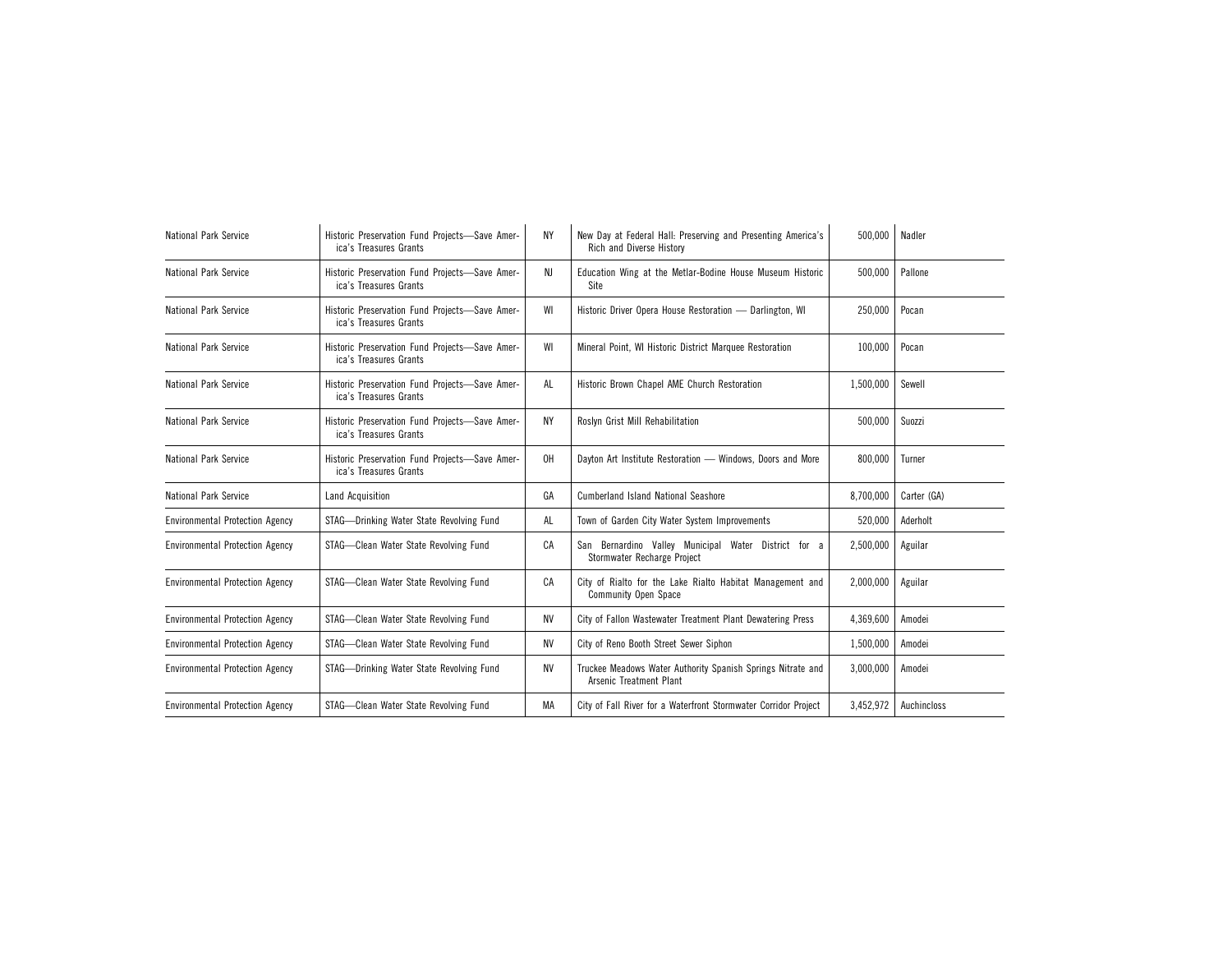| National Park Service | Historic Preservation Fund Projects—Save America's Treasures Grants | NY | New Day at Federal Hall: Preserving and Presenting America's Rich and Diverse History | 500,000 | Nadler |
|---|---|---|---|---|---|
| National Park Service | Historic Preservation Fund Projects—Save America's Treasures Grants | NJ | Education Wing at the Metlar-Bodine House Museum Historic Site | 500,000 | Pallone |
| National Park Service | Historic Preservation Fund Projects—Save America's Treasures Grants | WI | Historic Driver Opera House Restoration — Darlington, WI | 250,000 | Pocan |
| National Park Service | Historic Preservation Fund Projects—Save America's Treasures Grants | WI | Mineral Point, WI Historic District Marquee Restoration | 100,000 | Pocan |
| National Park Service | Historic Preservation Fund Projects—Save America's Treasures Grants | AL | Historic Brown Chapel AME Church Restoration | 1,500,000 | Sewell |
| National Park Service | Historic Preservation Fund Projects—Save America's Treasures Grants | NY | Roslyn Grist Mill Rehabilitation | 500,000 | Suozzi |
| National Park Service | Historic Preservation Fund Projects—Save America's Treasures Grants | OH | Dayton Art Institute Restoration — Windows, Doors and More | 800,000 | Turner |
| National Park Service | Land Acquisition | GA | Cumberland Island National Seashore | 8,700,000 | Carter (GA) |
| Environmental Protection Agency | STAG—Drinking Water State Revolving Fund | AL | Town of Garden City Water System Improvements | 520,000 | Aderholt |
| Environmental Protection Agency | STAG—Clean Water State Revolving Fund | CA | San Bernardino Valley Municipal Water District for a Stormwater Recharge Project | 2,500,000 | Aguilar |
| Environmental Protection Agency | STAG—Clean Water State Revolving Fund | CA | City of Rialto for the Lake Rialto Habitat Management and Community Open Space | 2,000,000 | Aguilar |
| Environmental Protection Agency | STAG—Clean Water State Revolving Fund | NV | City of Fallon Wastewater Treatment Plant Dewatering Press | 4,369,600 | Amodei |
| Environmental Protection Agency | STAG—Clean Water State Revolving Fund | NV | City of Reno Booth Street Sewer Siphon | 1,500,000 | Amodei |
| Environmental Protection Agency | STAG—Drinking Water State Revolving Fund | NV | Truckee Meadows Water Authority Spanish Springs Nitrate and Arsenic Treatment Plant | 3,000,000 | Amodei |
| Environmental Protection Agency | STAG—Clean Water State Revolving Fund | MA | City of Fall River for a Waterfront Stormwater Corridor Project | 3,452,972 | Auchincloss |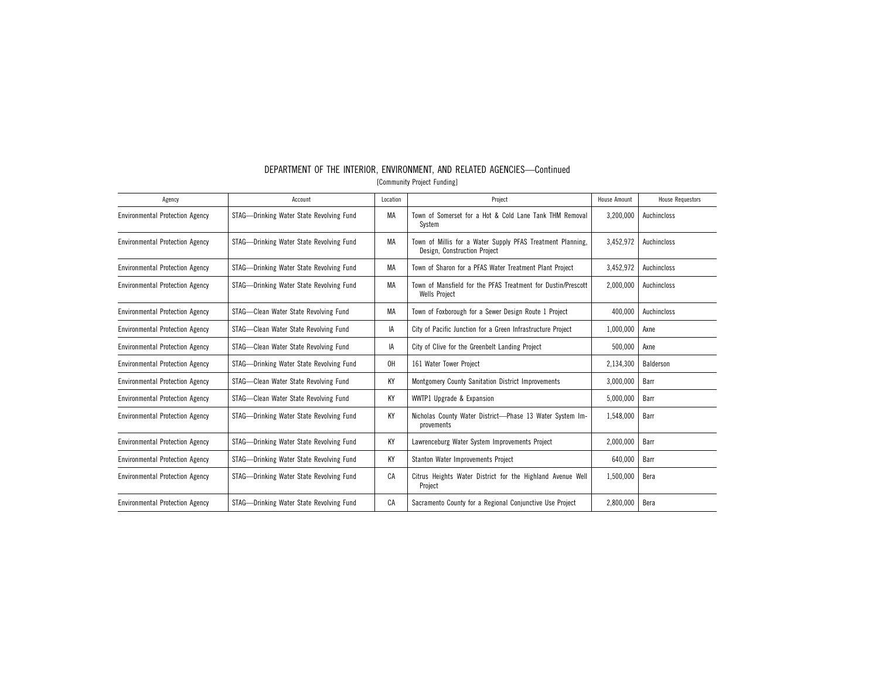## DEPARTMENT OF THE INTERIOR, ENVIRONMENT, AND RELATED AGENCIES—Continued

[Community Project Funding]

| Agency | Account | Location | Project | House Amount | House Requestors |
|---|---|---|---|---|---|
| Environmental Protection Agency | STAG—Drinking Water State Revolving Fund | MA | Town of Somerset for a Hot & Cold Lane Tank THM Removal System | 3,200,000 | Auchincloss |
| Environmental Protection Agency | STAG—Drinking Water State Revolving Fund | MA | Town of Millis for a Water Supply PFAS Treatment Planning, Design, Construction Project | 3,452,972 | Auchincloss |
| Environmental Protection Agency | STAG—Drinking Water State Revolving Fund | MA | Town of Sharon for a PFAS Water Treatment Plant Project | 3,452,972 | Auchincloss |
| Environmental Protection Agency | STAG—Drinking Water State Revolving Fund | MA | Town of Mansfield for the PFAS Treatment for Dustin/Prescott Wells Project | 2,000,000 | Auchincloss |
| Environmental Protection Agency | STAG—Clean Water State Revolving Fund | MA | Town of Foxborough for a Sewer Design Route 1 Project | 400,000 | Auchincloss |
| Environmental Protection Agency | STAG—Clean Water State Revolving Fund | IA | City of Pacific Junction for a Green Infrastructure Project | 1,000,000 | Axne |
| Environmental Protection Agency | STAG—Clean Water State Revolving Fund | IA | City of Clive for the Greenbelt Landing Project | 500,000 | Axne |
| Environmental Protection Agency | STAG—Drinking Water State Revolving Fund | OH | 161 Water Tower Project | 2,134,300 | Balderson |
| Environmental Protection Agency | STAG—Clean Water State Revolving Fund | KY | Montgomery County Sanitation District Improvements | 3,000,000 | Barr |
| Environmental Protection Agency | STAG—Clean Water State Revolving Fund | KY | WWTP1 Upgrade & Expansion | 5,000,000 | Barr |
| Environmental Protection Agency | STAG—Drinking Water State Revolving Fund | KY | Nicholas County Water District—Phase 13 Water System Improvements | 1,548,000 | Barr |
| Environmental Protection Agency | STAG—Drinking Water State Revolving Fund | KY | Lawrenceburg Water System Improvements Project | 2,000,000 | Barr |
| Environmental Protection Agency | STAG—Drinking Water State Revolving Fund | KY | Stanton Water Improvements Project | 640,000 | Barr |
| Environmental Protection Agency | STAG—Drinking Water State Revolving Fund | CA | Citrus Heights Water District for the Highland Avenue Well Project | 1,500,000 | Bera |
| Environmental Protection Agency | STAG—Drinking Water State Revolving Fund | CA | Sacramento County for a Regional Conjunctive Use Project | 2,800,000 | Bera |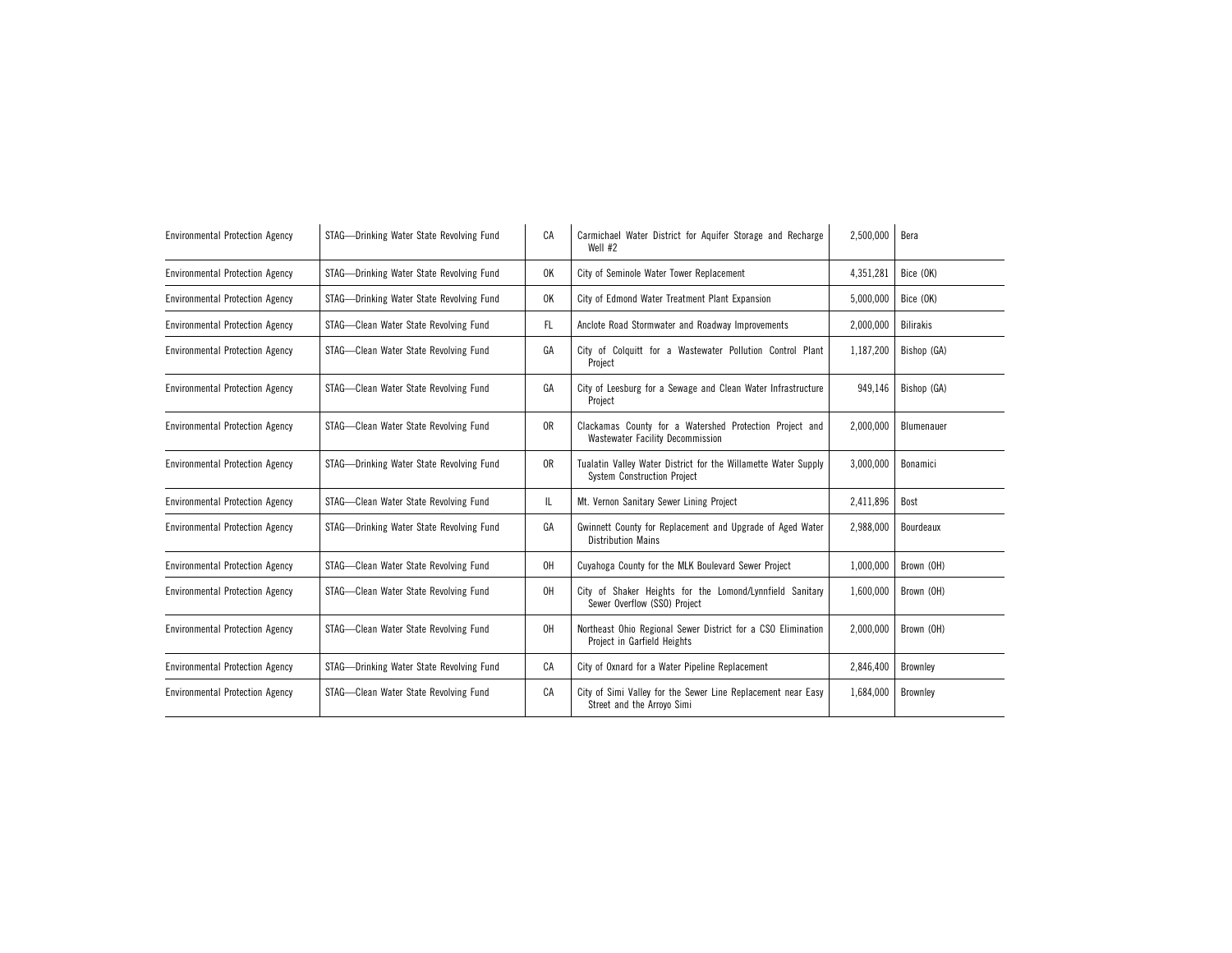| | | | | | |
|---|---|---|---|---|---|
| Environmental Protection Agency | STAG—Drinking Water State Revolving Fund | CA | Carmichael Water District for Aquifer Storage and Recharge Well #2 | 2,500,000 | Bera |
| Environmental Protection Agency | STAG—Drinking Water State Revolving Fund | OK | City of Seminole Water Tower Replacement | 4,351,281 | Bice (OK) |
| Environmental Protection Agency | STAG—Drinking Water State Revolving Fund | OK | City of Edmond Water Treatment Plant Expansion | 5,000,000 | Bice (OK) |
| Environmental Protection Agency | STAG—Clean Water State Revolving Fund | FL | Anclote Road Stormwater and Roadway Improvements | 2,000,000 | Bilirakis |
| Environmental Protection Agency | STAG—Clean Water State Revolving Fund | GA | City of Colquitt for a Wastewater Pollution Control Plant Project | 1,187,200 | Bishop (GA) |
| Environmental Protection Agency | STAG—Clean Water State Revolving Fund | GA | City of Leesburg for a Sewage and Clean Water Infrastructure Project | 949,146 | Bishop (GA) |
| Environmental Protection Agency | STAG—Clean Water State Revolving Fund | OR | Clackamas County for a Watershed Protection Project and Wastewater Facility Decommission | 2,000,000 | Blumenauer |
| Environmental Protection Agency | STAG—Drinking Water State Revolving Fund | OR | Tualatin Valley Water District for the Willamette Water Supply System Construction Project | 3,000,000 | Bonamici |
| Environmental Protection Agency | STAG—Clean Water State Revolving Fund | IL | Mt. Vernon Sanitary Sewer Lining Project | 2,411,896 | Bost |
| Environmental Protection Agency | STAG—Drinking Water State Revolving Fund | GA | Gwinnett County for Replacement and Upgrade of Aged Water Distribution Mains | 2,988,000 | Bourdeaux |
| Environmental Protection Agency | STAG—Clean Water State Revolving Fund | OH | Cuyahoga County for the MLK Boulevard Sewer Project | 1,000,000 | Brown (OH) |
| Environmental Protection Agency | STAG—Clean Water State Revolving Fund | OH | City of Shaker Heights for the Lomond/Lynnfield Sanitary Sewer Overflow (SSO) Project | 1,600,000 | Brown (OH) |
| Environmental Protection Agency | STAG—Clean Water State Revolving Fund | OH | Northeast Ohio Regional Sewer District for a CSO Elimination Project in Garfield Heights | 2,000,000 | Brown (OH) |
| Environmental Protection Agency | STAG—Drinking Water State Revolving Fund | CA | City of Oxnard for a Water Pipeline Replacement | 2,846,400 | Brownley |
| Environmental Protection Agency | STAG—Clean Water State Revolving Fund | CA | City of Simi Valley for the Sewer Line Replacement near Easy Street and the Arroyo Simi | 1,684,000 | Brownley |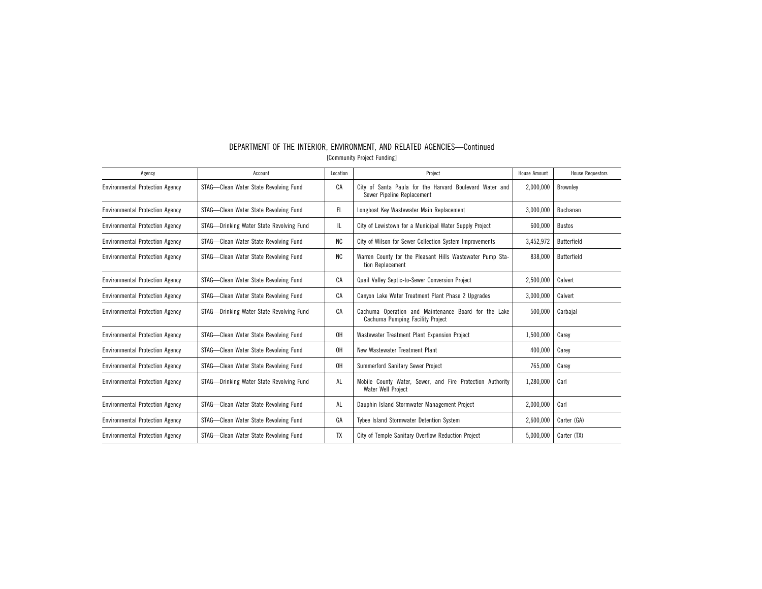## DEPARTMENT OF THE INTERIOR, ENVIRONMENT, AND RELATED AGENCIES—Continued

[Community Project Funding]

| Agency | Account | Location | Project | House Amount | House Requestors |
|---|---|---|---|---|---|
| Environmental Protection Agency | STAG—Clean Water State Revolving Fund | CA | City of Santa Paula for the Harvard Boulevard Water and Sewer Pipeline Replacement | 2,000,000 | Brownley |
| Environmental Protection Agency | STAG—Clean Water State Revolving Fund | FL | Longboat Key Wastewater Main Replacement | 3,000,000 | Buchanan |
| Environmental Protection Agency | STAG—Drinking Water State Revolving Fund | IL | City of Lewistown for a Municipal Water Supply Project | 600,000 | Bustos |
| Environmental Protection Agency | STAG—Clean Water State Revolving Fund | NC | City of Wilson for Sewer Collection System Improvements | 3,452,972 | Butterfield |
| Environmental Protection Agency | STAG—Clean Water State Revolving Fund | NC | Warren County for the Pleasant Hills Wastewater Pump Station Replacement | 838,000 | Butterfield |
| Environmental Protection Agency | STAG—Clean Water State Revolving Fund | CA | Quail Valley Septic-to-Sewer Conversion Project | 2,500,000 | Calvert |
| Environmental Protection Agency | STAG—Clean Water State Revolving Fund | CA | Canyon Lake Water Treatment Plant Phase 2 Upgrades | 3,000,000 | Calvert |
| Environmental Protection Agency | STAG—Drinking Water State Revolving Fund | CA | Cachuma Operation and Maintenance Board for the Lake Cachuma Pumping Facility Project | 500,000 | Carbajal |
| Environmental Protection Agency | STAG—Clean Water State Revolving Fund | OH | Wastewater Treatment Plant Expansion Project | 1,500,000 | Carey |
| Environmental Protection Agency | STAG—Clean Water State Revolving Fund | OH | New Wastewater Treatment Plant | 400,000 | Carey |
| Environmental Protection Agency | STAG—Clean Water State Revolving Fund | OH | Summerford Sanitary Sewer Project | 765,000 | Carey |
| Environmental Protection Agency | STAG—Drinking Water State Revolving Fund | AL | Mobile County Water, Sewer, and Fire Protection Authority Water Well Project | 1,280,000 | Carl |
| Environmental Protection Agency | STAG—Clean Water State Revolving Fund | AL | Dauphin Island Stormwater Management Project | 2,000,000 | Carl |
| Environmental Protection Agency | STAG—Clean Water State Revolving Fund | GA | Tybee Island Stormwater Detention System | 2,600,000 | Carter (GA) |
| Environmental Protection Agency | STAG—Clean Water State Revolving Fund | TX | City of Temple Sanitary Overflow Reduction Project | 5,000,000 | Carter (TX) |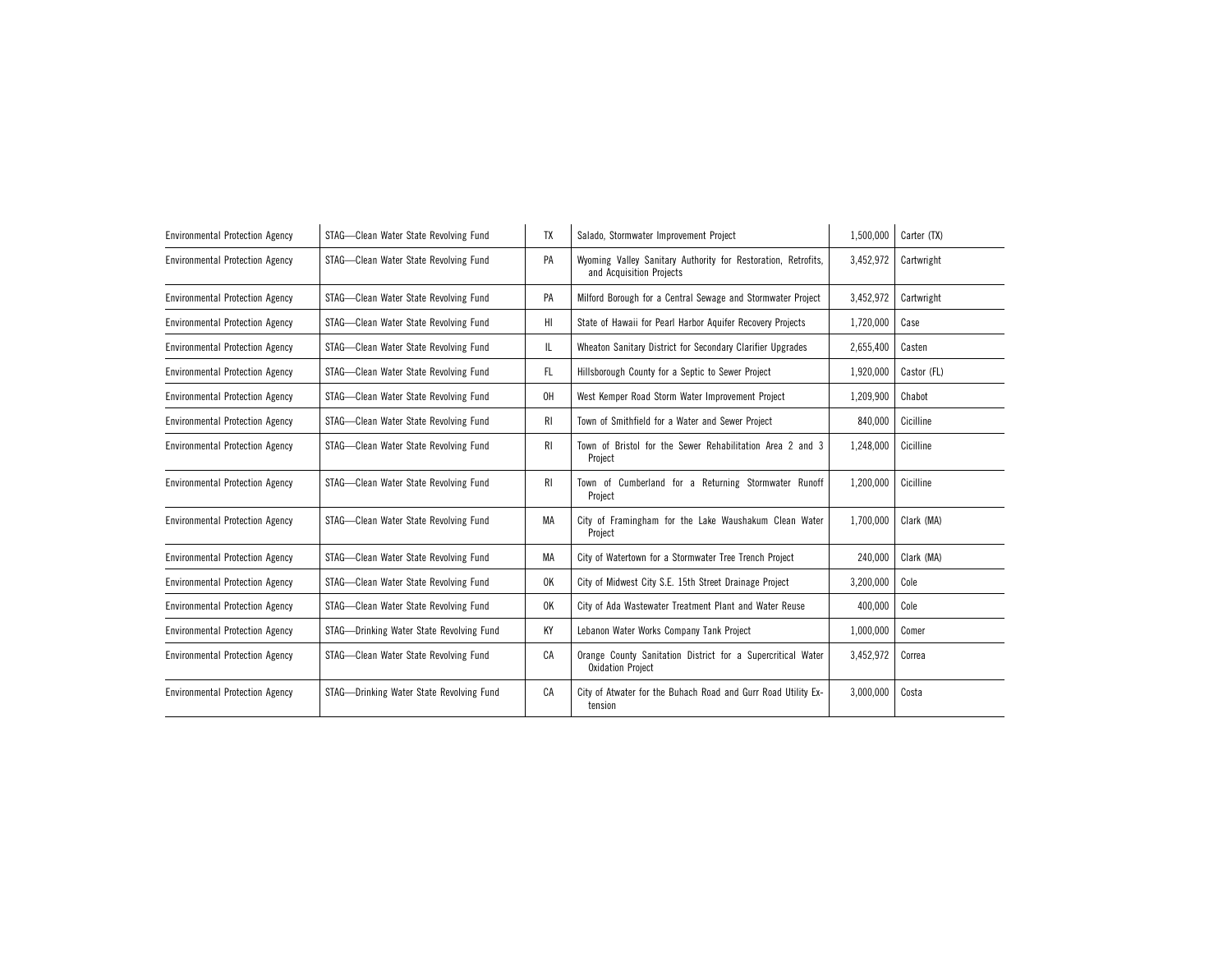| Environmental Protection Agency | STAG—Clean Water State Revolving Fund | TX | Salado, Stormwater Improvement Project | 1,500,000 | Carter (TX) |
|---|---|---|---|---|---|
| Environmental Protection Agency | STAG—Clean Water State Revolving Fund | PA | Wyoming Valley Sanitary Authority for Restoration, Retrofits, and Acquisition Projects | 3,452,972 | Cartwright |
| Environmental Protection Agency | STAG—Clean Water State Revolving Fund | PA | Milford Borough for a Central Sewage and Stormwater Project | 3,452,972 | Cartwright |
| Environmental Protection Agency | STAG—Clean Water State Revolving Fund | HI | State of Hawaii for Pearl Harbor Aquifer Recovery Projects | 1,720,000 | Case |
| Environmental Protection Agency | STAG—Clean Water State Revolving Fund | IL | Wheaton Sanitary District for Secondary Clarifier Upgrades | 2,655,400 | Casten |
| Environmental Protection Agency | STAG—Clean Water State Revolving Fund | FL | Hillsborough County for a Septic to Sewer Project | 1,920,000 | Castor (FL) |
| Environmental Protection Agency | STAG—Clean Water State Revolving Fund | OH | West Kemper Road Storm Water Improvement Project | 1,209,900 | Chabot |
| Environmental Protection Agency | STAG—Clean Water State Revolving Fund | RI | Town of Smithfield for a Water and Sewer Project | 840,000 | Cicilline |
| Environmental Protection Agency | STAG—Clean Water State Revolving Fund | RI | Town of Bristol for the Sewer Rehabilitation Area 2 and 3 Project | 1,248,000 | Cicilline |
| Environmental Protection Agency | STAG—Clean Water State Revolving Fund | RI | Town of Cumberland for a Returning Stormwater Runoff Project | 1,200,000 | Cicilline |
| Environmental Protection Agency | STAG—Clean Water State Revolving Fund | MA | City of Framingham for the Lake Waushakum Clean Water Project | 1,700,000 | Clark (MA) |
| Environmental Protection Agency | STAG—Clean Water State Revolving Fund | MA | City of Watertown for a Stormwater Tree Trench Project | 240,000 | Clark (MA) |
| Environmental Protection Agency | STAG—Clean Water State Revolving Fund | OK | City of Midwest City S.E. 15th Street Drainage Project | 3,200,000 | Cole |
| Environmental Protection Agency | STAG—Clean Water State Revolving Fund | OK | City of Ada Wastewater Treatment Plant and Water Reuse | 400,000 | Cole |
| Environmental Protection Agency | STAG—Drinking Water State Revolving Fund | KY | Lebanon Water Works Company Tank Project | 1,000,000 | Comer |
| Environmental Protection Agency | STAG—Clean Water State Revolving Fund | CA | Orange County Sanitation District for a Supercritical Water Oxidation Project | 3,452,972 | Correa |
| Environmental Protection Agency | STAG—Drinking Water State Revolving Fund | CA | City of Atwater for the Buhach Road and Gurr Road Utility Extension | 3,000,000 | Costa |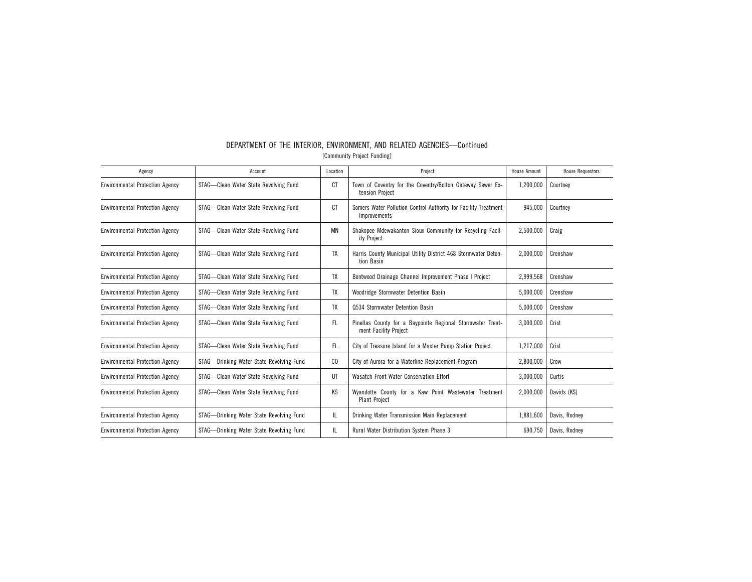## DEPARTMENT OF THE INTERIOR, ENVIRONMENT, AND RELATED AGENCIES—Continued

[Community Project Funding]

| Agency | Account | Location | Project | House Amount | House Requestors |
|---|---|---|---|---|---|
| Environmental Protection Agency | STAG—Clean Water State Revolving Fund | CT | Town of Coventry for the Coventry/Bolton Gateway Sewer Extension Project | 1,200,000 | Courtney |
| Environmental Protection Agency | STAG—Clean Water State Revolving Fund | CT | Somers Water Pollution Control Authority for Facility Treatment Improvements | 945,000 | Courtney |
| Environmental Protection Agency | STAG—Clean Water State Revolving Fund | MN | Shakopee Mdewakanton Sioux Community for Recycling Facility Project | 2,500,000 | Craig |
| Environmental Protection Agency | STAG—Clean Water State Revolving Fund | TX | Harris County Municipal Utility District 468 Stormwater Detention Basin | 2,000,000 | Crenshaw |
| Environmental Protection Agency | STAG—Clean Water State Revolving Fund | TX | Bentwood Drainage Channel Improvement Phase I Project | 2,999,568 | Crenshaw |
| Environmental Protection Agency | STAG—Clean Water State Revolving Fund | TX | Woodridge Stormwater Detention Basin | 5,000,000 | Crenshaw |
| Environmental Protection Agency | STAG—Clean Water State Revolving Fund | TX | Q534 Stormwater Detention Basin | 5,000,000 | Crenshaw |
| Environmental Protection Agency | STAG—Clean Water State Revolving Fund | FL | Pinellas County for a Baypointe Regional Stormwater Treatment Facility Project | 3,000,000 | Crist |
| Environmental Protection Agency | STAG—Clean Water State Revolving Fund | FL | City of Treasure Island for a Master Pump Station Project | 1,217,000 | Crist |
| Environmental Protection Agency | STAG—Drinking Water State Revolving Fund | CO | City of Aurora for a Waterline Replacement Program | 2,800,000 | Crow |
| Environmental Protection Agency | STAG—Clean Water State Revolving Fund | UT | Wasatch Front Water Conservation Effort | 3,000,000 | Curtis |
| Environmental Protection Agency | STAG—Clean Water State Revolving Fund | KS | Wyandotte County for a Kaw Point Wastewater Treatment Plant Project | 2,000,000 | Davids (KS) |
| Environmental Protection Agency | STAG—Drinking Water State Revolving Fund | IL | Drinking Water Transmission Main Replacement | 1,881,600 | Davis, Rodney |
| Environmental Protection Agency | STAG—Drinking Water State Revolving Fund | IL | Rural Water Distribution System Phase 3 | 690,750 | Davis, Rodney |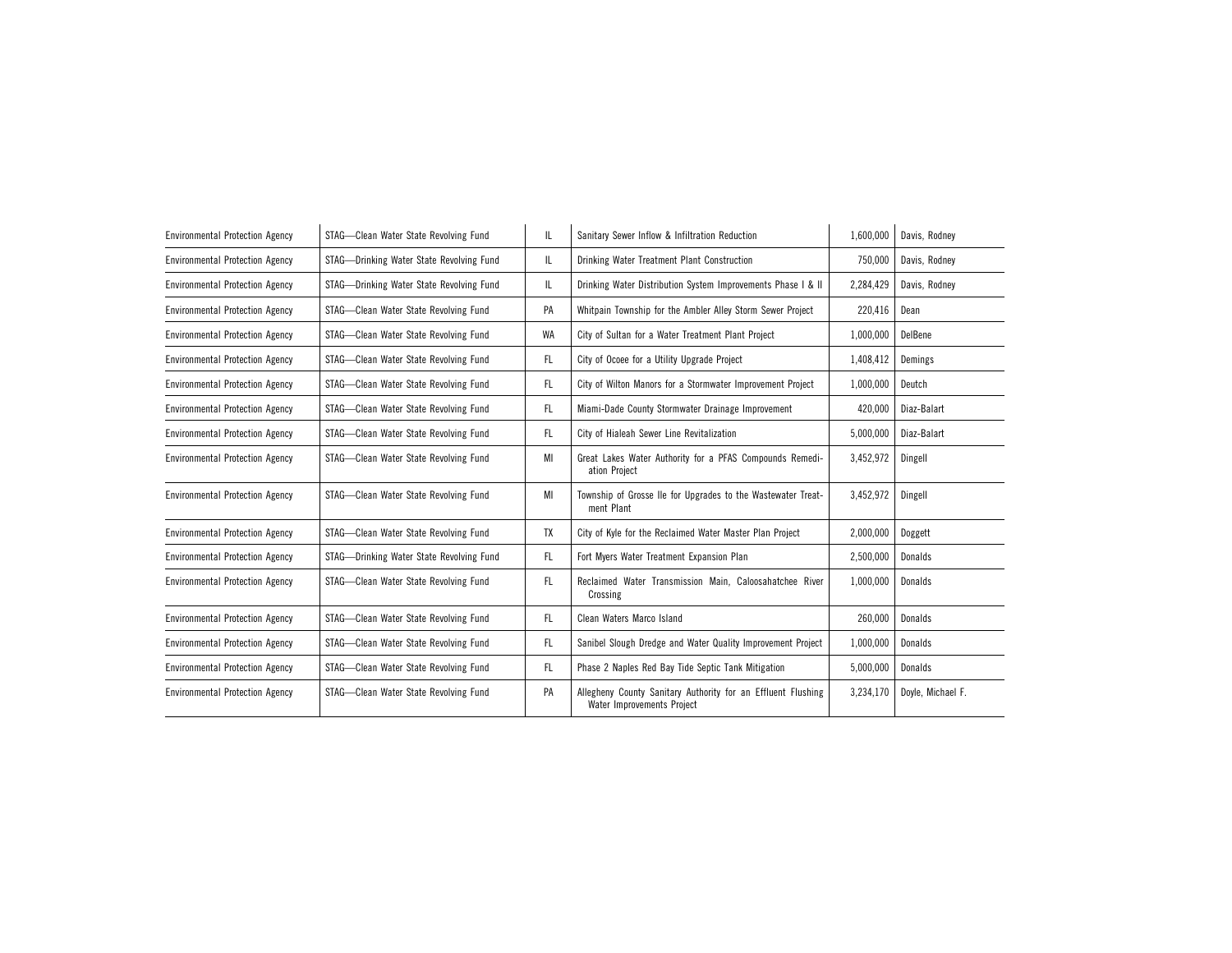| | | | | | |
|---|---|---|---|---|---|
| Environmental Protection Agency | STAG—Clean Water State Revolving Fund | IL | Sanitary Sewer Inflow & Infiltration Reduction | 1,600,000 | Davis, Rodney |
| Environmental Protection Agency | STAG—Drinking Water State Revolving Fund | IL | Drinking Water Treatment Plant Construction | 750,000 | Davis, Rodney |
| Environmental Protection Agency | STAG—Drinking Water State Revolving Fund | IL | Drinking Water Distribution System Improvements Phase I & II | 2,284,429 | Davis, Rodney |
| Environmental Protection Agency | STAG—Clean Water State Revolving Fund | PA | Whitpain Township for the Ambler Alley Storm Sewer Project | 220,416 | Dean |
| Environmental Protection Agency | STAG—Clean Water State Revolving Fund | WA | City of Sultan for a Water Treatment Plant Project | 1,000,000 | DelBene |
| Environmental Protection Agency | STAG—Clean Water State Revolving Fund | FL | City of Ocoee for a Utility Upgrade Project | 1,408,412 | Demings |
| Environmental Protection Agency | STAG—Clean Water State Revolving Fund | FL | City of Wilton Manors for a Stormwater Improvement Project | 1,000,000 | Deutch |
| Environmental Protection Agency | STAG—Clean Water State Revolving Fund | FL | Miami-Dade County Stormwater Drainage Improvement | 420,000 | Diaz-Balart |
| Environmental Protection Agency | STAG—Clean Water State Revolving Fund | FL | City of Hialeah Sewer Line Revitalization | 5,000,000 | Diaz-Balart |
| Environmental Protection Agency | STAG—Clean Water State Revolving Fund | MI | Great Lakes Water Authority for a PFAS Compounds Remediation Project | 3,452,972 | Dingell |
| Environmental Protection Agency | STAG—Clean Water State Revolving Fund | MI | Township of Grosse Ile for Upgrades to the Wastewater Treatment Plant | 3,452,972 | Dingell |
| Environmental Protection Agency | STAG—Clean Water State Revolving Fund | TX | City of Kyle for the Reclaimed Water Master Plan Project | 2,000,000 | Doggett |
| Environmental Protection Agency | STAG—Drinking Water State Revolving Fund | FL | Fort Myers Water Treatment Expansion Plan | 2,500,000 | Donalds |
| Environmental Protection Agency | STAG—Clean Water State Revolving Fund | FL | Reclaimed Water Transmission Main, Caloosahatchee River Crossing | 1,000,000 | Donalds |
| Environmental Protection Agency | STAG—Clean Water State Revolving Fund | FL | Clean Waters Marco Island | 260,000 | Donalds |
| Environmental Protection Agency | STAG—Clean Water State Revolving Fund | FL | Sanibel Slough Dredge and Water Quality Improvement Project | 1,000,000 | Donalds |
| Environmental Protection Agency | STAG—Clean Water State Revolving Fund | FL | Phase 2 Naples Red Bay Tide Septic Tank Mitigation | 5,000,000 | Donalds |
| Environmental Protection Agency | STAG—Clean Water State Revolving Fund | PA | Allegheny County Sanitary Authority for an Effluent Flushing Water Improvements Project | 3,234,170 | Doyle, Michael F. |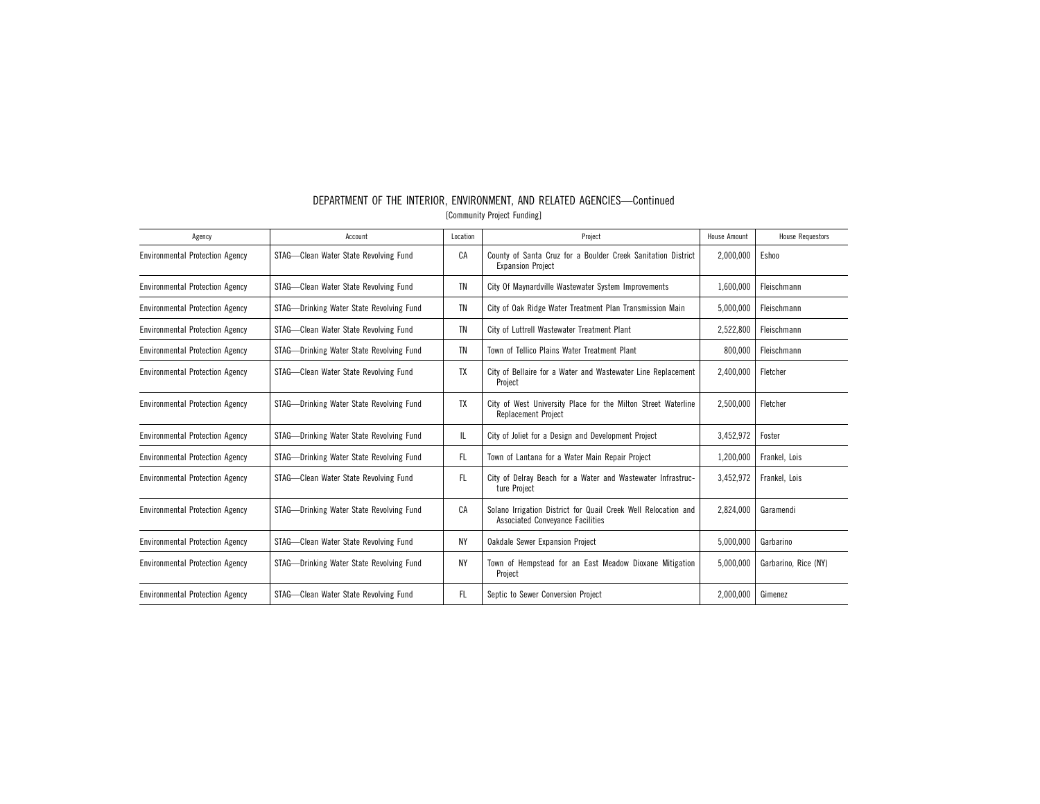## DEPARTMENT OF THE INTERIOR, ENVIRONMENT, AND RELATED AGENCIES—Continued

[Community Project Funding]

| Agency | Account | Location | Project | House Amount | House Requestors |
|---|---|---|---|---|---|
| Environmental Protection Agency | STAG—Clean Water State Revolving Fund | CA | County of Santa Cruz for a Boulder Creek Sanitation District Expansion Project | 2,000,000 | Eshoo |
| Environmental Protection Agency | STAG—Clean Water State Revolving Fund | TN | City Of Maynardville Wastewater System Improvements | 1,600,000 | Fleischmann |
| Environmental Protection Agency | STAG—Drinking Water State Revolving Fund | TN | City of Oak Ridge Water Treatment Plan Transmission Main | 5,000,000 | Fleischmann |
| Environmental Protection Agency | STAG—Clean Water State Revolving Fund | TN | City of Luttrell Wastewater Treatment Plant | 2,522,800 | Fleischmann |
| Environmental Protection Agency | STAG—Drinking Water State Revolving Fund | TN | Town of Tellico Plains Water Treatment Plant | 800,000 | Fleischmann |
| Environmental Protection Agency | STAG—Clean Water State Revolving Fund | TX | City of Bellaire for a Water and Wastewater Line Replacement Project | 2,400,000 | Fletcher |
| Environmental Protection Agency | STAG—Drinking Water State Revolving Fund | TX | City of West University Place for the Milton Street Waterline Replacement Project | 2,500,000 | Fletcher |
| Environmental Protection Agency | STAG—Drinking Water State Revolving Fund | IL | City of Joliet for a Design and Development Project | 3,452,972 | Foster |
| Environmental Protection Agency | STAG—Drinking Water State Revolving Fund | FL | Town of Lantana for a Water Main Repair Project | 1,200,000 | Frankel, Lois |
| Environmental Protection Agency | STAG—Clean Water State Revolving Fund | FL | City of Delray Beach for a Water and Wastewater Infrastructure Project | 3,452,972 | Frankel, Lois |
| Environmental Protection Agency | STAG—Drinking Water State Revolving Fund | CA | Solano Irrigation District for Quail Creek Well Relocation and Associated Conveyance Facilities | 2,824,000 | Garamendi |
| Environmental Protection Agency | STAG—Clean Water State Revolving Fund | NY | Oakdale Sewer Expansion Project | 5,000,000 | Garbarino |
| Environmental Protection Agency | STAG—Drinking Water State Revolving Fund | NY | Town of Hempstead for an East Meadow Dioxane Mitigation Project | 5,000,000 | Garbarino, Rice (NY) |
| Environmental Protection Agency | STAG—Clean Water State Revolving Fund | FL | Septic to Sewer Conversion Project | 2,000,000 | Gimenez |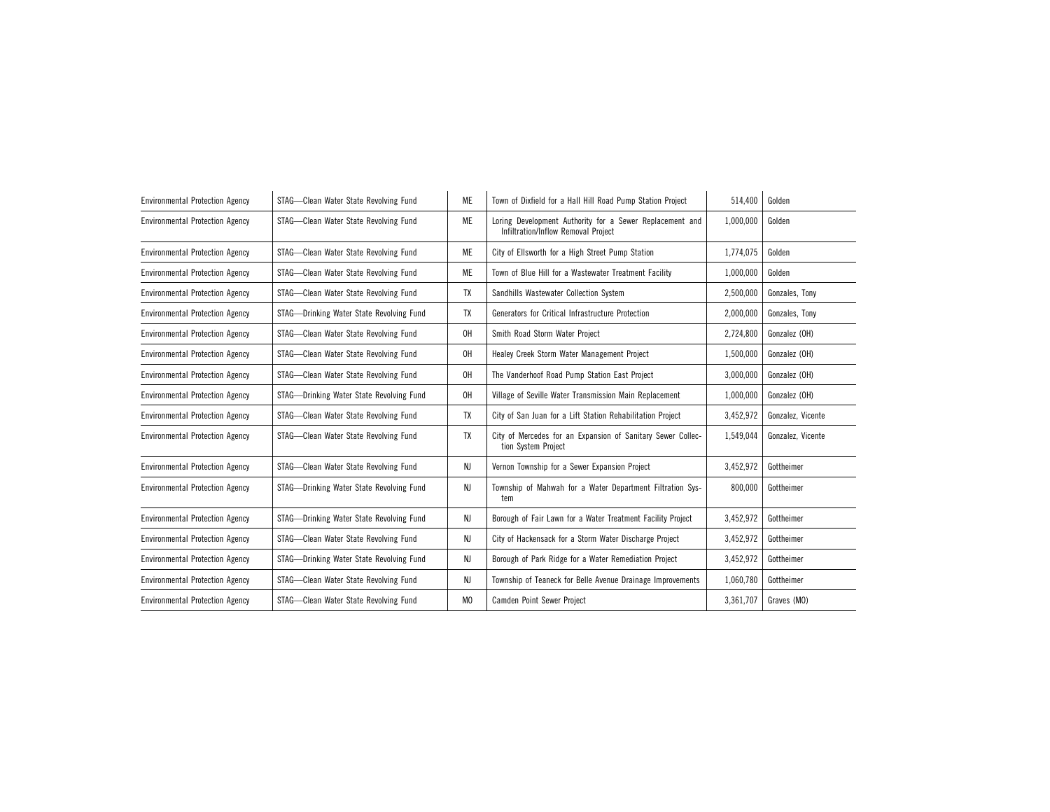| | | | | | |
|---|---|---|---|---|---|
| Environmental Protection Agency | STAG—Clean Water State Revolving Fund | ME | Town of Dixfield for a Hall Hill Road Pump Station Project | 514,400 | Golden |
| Environmental Protection Agency | STAG—Clean Water State Revolving Fund | ME | Loring Development Authority for a Sewer Replacement and Infiltration/Inflow Removal Project | 1,000,000 | Golden |
| Environmental Protection Agency | STAG—Clean Water State Revolving Fund | ME | City of Ellsworth for a High Street Pump Station | 1,774,075 | Golden |
| Environmental Protection Agency | STAG—Clean Water State Revolving Fund | ME | Town of Blue Hill for a Wastewater Treatment Facility | 1,000,000 | Golden |
| Environmental Protection Agency | STAG—Clean Water State Revolving Fund | TX | Sandhills Wastewater Collection System | 2,500,000 | Gonzales, Tony |
| Environmental Protection Agency | STAG—Drinking Water State Revolving Fund | TX | Generators for Critical Infrastructure Protection | 2,000,000 | Gonzales, Tony |
| Environmental Protection Agency | STAG—Clean Water State Revolving Fund | OH | Smith Road Storm Water Project | 2,724,800 | Gonzalez (OH) |
| Environmental Protection Agency | STAG—Clean Water State Revolving Fund | OH | Healey Creek Storm Water Management Project | 1,500,000 | Gonzalez (OH) |
| Environmental Protection Agency | STAG—Clean Water State Revolving Fund | OH | The Vanderhoof Road Pump Station East Project | 3,000,000 | Gonzalez (OH) |
| Environmental Protection Agency | STAG—Drinking Water State Revolving Fund | OH | Village of Seville Water Transmission Main Replacement | 1,000,000 | Gonzalez (OH) |
| Environmental Protection Agency | STAG—Clean Water State Revolving Fund | TX | City of San Juan for a Lift Station Rehabilitation Project | 3,452,972 | Gonzalez, Vicente |
| Environmental Protection Agency | STAG—Clean Water State Revolving Fund | TX | City of Mercedes for an Expansion of Sanitary Sewer Collection System Project | 1,549,044 | Gonzalez, Vicente |
| Environmental Protection Agency | STAG—Clean Water State Revolving Fund | NJ | Vernon Township for a Sewer Expansion Project | 3,452,972 | Gottheimer |
| Environmental Protection Agency | STAG—Drinking Water State Revolving Fund | NJ | Township of Mahwah for a Water Department Filtration System | 800,000 | Gottheimer |
| Environmental Protection Agency | STAG—Drinking Water State Revolving Fund | NJ | Borough of Fair Lawn for a Water Treatment Facility Project | 3,452,972 | Gottheimer |
| Environmental Protection Agency | STAG—Clean Water State Revolving Fund | NJ | City of Hackensack for a Storm Water Discharge Project | 3,452,972 | Gottheimer |
| Environmental Protection Agency | STAG—Drinking Water State Revolving Fund | NJ | Borough of Park Ridge for a Water Remediation Project | 3,452,972 | Gottheimer |
| Environmental Protection Agency | STAG—Clean Water State Revolving Fund | NJ | Township of Teaneck for Belle Avenue Drainage Improvements | 1,060,780 | Gottheimer |
| Environmental Protection Agency | STAG—Clean Water State Revolving Fund | MO | Camden Point Sewer Project | 3,361,707 | Graves (MO) |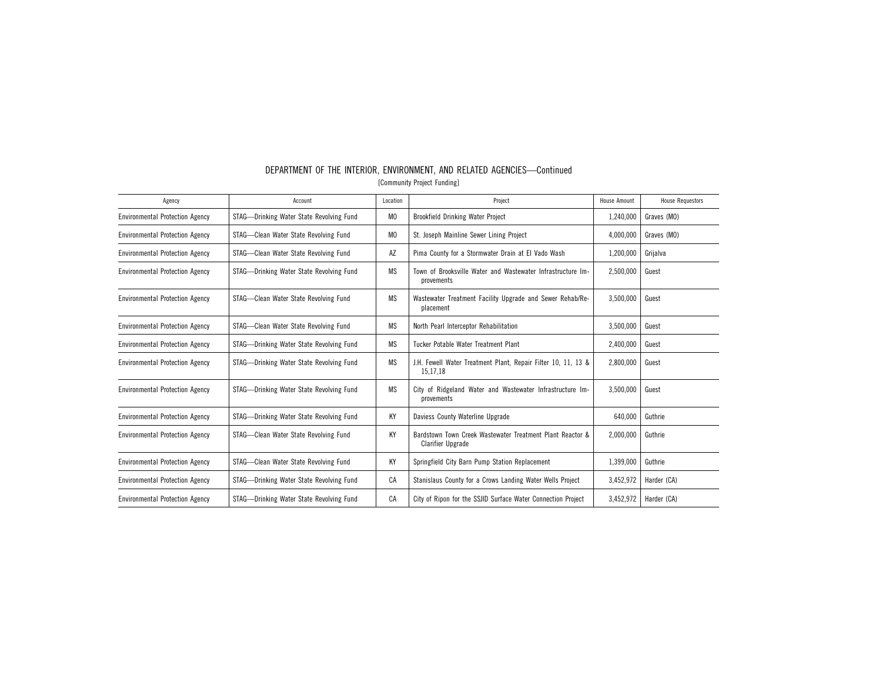## DEPARTMENT OF THE INTERIOR, ENVIRONMENT, AND RELATED AGENCIES—Continued

[Community Project Funding]

| Agency | Account | Location | Project | House Amount | House Requestors |
|---|---|---|---|---|---|
| Environmental Protection Agency | STAG—Drinking Water State Revolving Fund | MO | Brookfield Drinking Water Project | 1,240,000 | Graves (MO) |
| Environmental Protection Agency | STAG—Clean Water State Revolving Fund | MO | St. Joseph Mainline Sewer Lining Project | 4,000,000 | Graves (MO) |
| Environmental Protection Agency | STAG—Clean Water State Revolving Fund | AZ | Pima County for a Stormwater Drain at El Vado Wash | 1,200,000 | Grijalva |
| Environmental Protection Agency | STAG—Drinking Water State Revolving Fund | MS | Town of Brooksville Water and Wastewater Infrastructure Improvements | 2,500,000 | Guest |
| Environmental Protection Agency | STAG—Clean Water State Revolving Fund | MS | Wastewater Treatment Facility Upgrade and Sewer Rehab/Replacement | 3,500,000 | Guest |
| Environmental Protection Agency | STAG—Clean Water State Revolving Fund | MS | North Pearl Interceptor Rehabilitation | 3,500,000 | Guest |
| Environmental Protection Agency | STAG—Drinking Water State Revolving Fund | MS | Tucker Potable Water Treatment Plant | 2,400,000 | Guest |
| Environmental Protection Agency | STAG—Drinking Water State Revolving Fund | MS | J.H. Fewell Water Treatment Plant, Repair Filter 10, 11, 13 & 15,17,18 | 2,800,000 | Guest |
| Environmental Protection Agency | STAG—Drinking Water State Revolving Fund | MS | City of Ridgeland Water and Wastewater Infrastructure Improvements | 3,500,000 | Guest |
| Environmental Protection Agency | STAG—Drinking Water State Revolving Fund | KY | Daviess County Waterline Upgrade | 640,000 | Guthrie |
| Environmental Protection Agency | STAG—Clean Water State Revolving Fund | KY | Bardstown Town Creek Wastewater Treatment Plant Reactor & Clarifier Upgrade | 2,000,000 | Guthrie |
| Environmental Protection Agency | STAG—Clean Water State Revolving Fund | KY | Springfield City Barn Pump Station Replacement | 1,399,000 | Guthrie |
| Environmental Protection Agency | STAG—Drinking Water State Revolving Fund | CA | Stanislaus County for a Crows Landing Water Wells Project | 3,452,972 | Harder (CA) |
| Environmental Protection Agency | STAG—Drinking Water State Revolving Fund | CA | City of Ripon for the SSJID Surface Water Connection Project | 3,452,972 | Harder (CA) |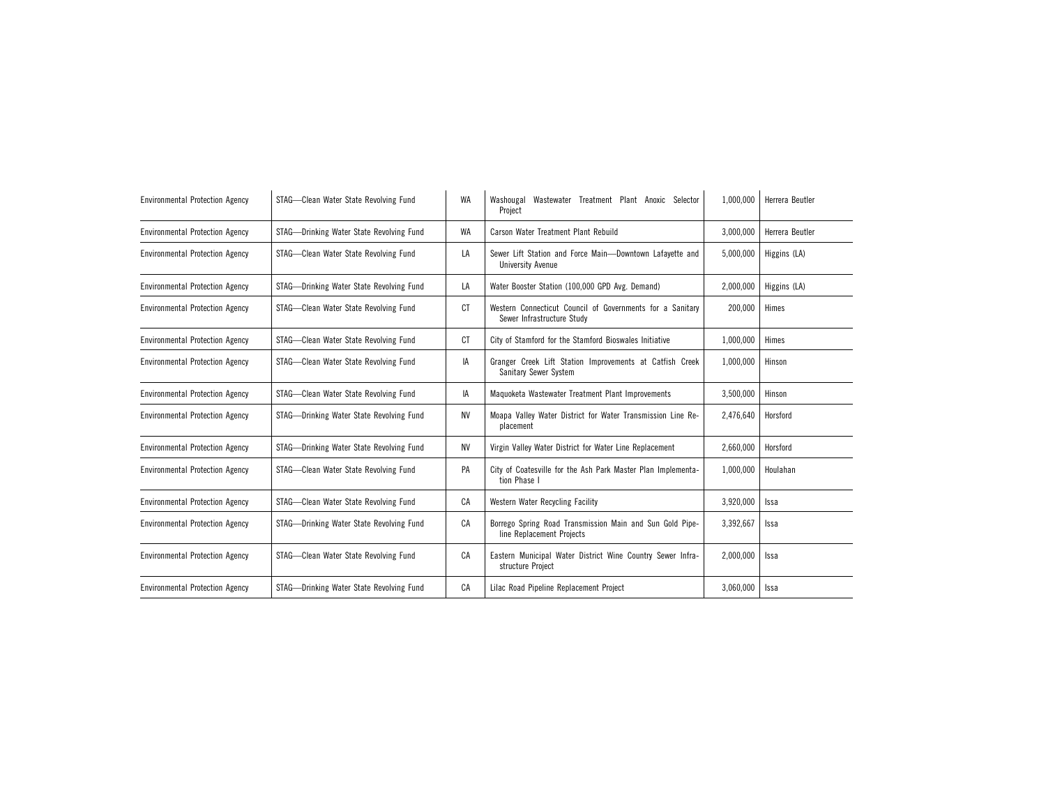| | | | | | |
|---|---|---|---|---|---|
| Environmental Protection Agency | STAG—Clean Water State Revolving Fund | WA | Washougal Wastewater Treatment Plant Anoxic Selector Project | 1,000,000 | Herrera Beutler |
| Environmental Protection Agency | STAG—Drinking Water State Revolving Fund | WA | Carson Water Treatment Plant Rebuild | 3,000,000 | Herrera Beutler |
| Environmental Protection Agency | STAG—Clean Water State Revolving Fund | LA | Sewer Lift Station and Force Main—Downtown Lafayette and University Avenue | 5,000,000 | Higgins (LA) |
| Environmental Protection Agency | STAG—Drinking Water State Revolving Fund | LA | Water Booster Station (100,000 GPD Avg. Demand) | 2,000,000 | Higgins (LA) |
| Environmental Protection Agency | STAG—Clean Water State Revolving Fund | CT | Western Connecticut Council of Governments for a Sanitary Sewer Infrastructure Study | 200,000 | Himes |
| Environmental Protection Agency | STAG—Clean Water State Revolving Fund | CT | City of Stamford for the Stamford Bioswales Initiative | 1,000,000 | Himes |
| Environmental Protection Agency | STAG—Clean Water State Revolving Fund | IA | Granger Creek Lift Station Improvements at Catfish Creek Sanitary Sewer System | 1,000,000 | Hinson |
| Environmental Protection Agency | STAG—Clean Water State Revolving Fund | IA | Maquoketa Wastewater Treatment Plant Improvements | 3,500,000 | Hinson |
| Environmental Protection Agency | STAG—Drinking Water State Revolving Fund | NV | Moapa Valley Water District for Water Transmission Line Replacement | 2,476,640 | Horsford |
| Environmental Protection Agency | STAG—Drinking Water State Revolving Fund | NV | Virgin Valley Water District for Water Line Replacement | 2,660,000 | Horsford |
| Environmental Protection Agency | STAG—Clean Water State Revolving Fund | PA | City of Coatesville for the Ash Park Master Plan Implementation Phase I | 1,000,000 | Houlahan |
| Environmental Protection Agency | STAG—Clean Water State Revolving Fund | CA | Western Water Recycling Facility | 3,920,000 | Issa |
| Environmental Protection Agency | STAG—Drinking Water State Revolving Fund | CA | Borrego Spring Road Transmission Main and Sun Gold Pipeline Replacement Projects | 3,392,667 | Issa |
| Environmental Protection Agency | STAG—Clean Water State Revolving Fund | CA | Eastern Municipal Water District Wine Country Sewer Infrastructure Project | 2,000,000 | Issa |
| Environmental Protection Agency | STAG—Drinking Water State Revolving Fund | CA | Lilac Road Pipeline Replacement Project | 3,060,000 | Issa |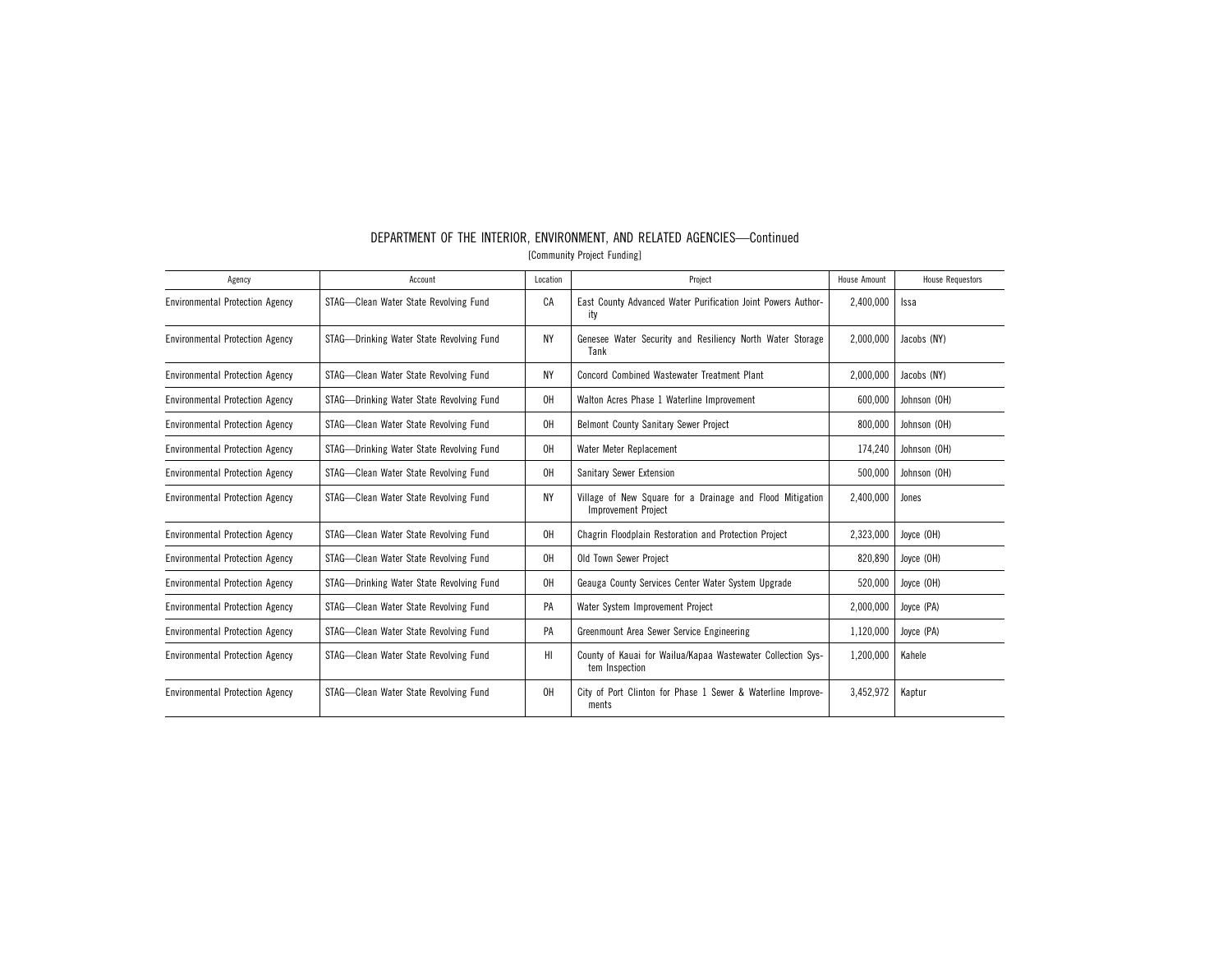# DEPARTMENT OF THE INTERIOR, ENVIRONMENT, AND RELATED AGENCIES—Continued

[Community Project Funding]

| Agency | Account | Location | Project | House Amount | House Requestors |
|---|---|---|---|---|---|
| Environmental Protection Agency | STAG—Clean Water State Revolving Fund | CA | East County Advanced Water Purification Joint Powers Authority | 2,400,000 | Issa |
| Environmental Protection Agency | STAG—Drinking Water State Revolving Fund | NY | Genesee Water Security and Resiliency North Water Storage Tank | 2,000,000 | Jacobs (NY) |
| Environmental Protection Agency | STAG—Clean Water State Revolving Fund | NY | Concord Combined Wastewater Treatment Plant | 2,000,000 | Jacobs (NY) |
| Environmental Protection Agency | STAG—Drinking Water State Revolving Fund | OH | Walton Acres Phase 1 Waterline Improvement | 600,000 | Johnson (OH) |
| Environmental Protection Agency | STAG—Clean Water State Revolving Fund | OH | Belmont County Sanitary Sewer Project | 800,000 | Johnson (OH) |
| Environmental Protection Agency | STAG—Drinking Water State Revolving Fund | OH | Water Meter Replacement | 174,240 | Johnson (OH) |
| Environmental Protection Agency | STAG—Clean Water State Revolving Fund | OH | Sanitary Sewer Extension | 500,000 | Johnson (OH) |
| Environmental Protection Agency | STAG—Clean Water State Revolving Fund | NY | Village of New Square for a Drainage and Flood Mitigation Improvement Project | 2,400,000 | Jones |
| Environmental Protection Agency | STAG—Clean Water State Revolving Fund | OH | Chagrin Floodplain Restoration and Protection Project | 2,323,000 | Joyce (OH) |
| Environmental Protection Agency | STAG—Clean Water State Revolving Fund | OH | Old Town Sewer Project | 820,890 | Joyce (OH) |
| Environmental Protection Agency | STAG—Drinking Water State Revolving Fund | OH | Geauga County Services Center Water System Upgrade | 520,000 | Joyce (OH) |
| Environmental Protection Agency | STAG—Clean Water State Revolving Fund | PA | Water System Improvement Project | 2,000,000 | Joyce (PA) |
| Environmental Protection Agency | STAG—Clean Water State Revolving Fund | PA | Greenmount Area Sewer Service Engineering | 1,120,000 | Joyce (PA) |
| Environmental Protection Agency | STAG—Clean Water State Revolving Fund | HI | County of Kauai for Wailua/Kapaa Wastewater Collection System Inspection | 1,200,000 | Kahele |
| Environmental Protection Agency | STAG—Clean Water State Revolving Fund | OH | City of Port Clinton for Phase 1 Sewer & Waterline Improvements | 3,452,972 | Kaptur |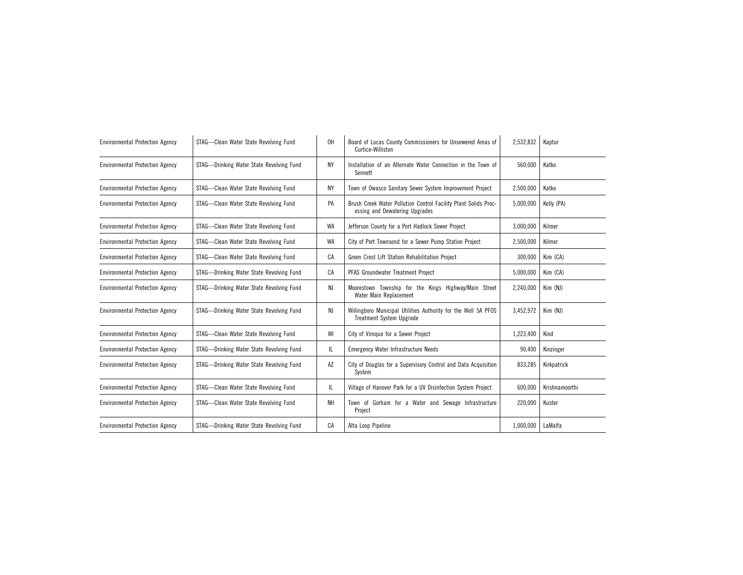| | | | | | |
|---|---|---|---|---|---|
| Environmental Protection Agency | STAG—Clean Water State Revolving Fund | OH | Board of Lucas County Commissioners for Unsewered Areas of Curtice-Williston | 2,532,832 | Kaptur |
| Environmental Protection Agency | STAG—Drinking Water State Revolving Fund | NY | Installation of an Alternate Water Connection in the Town of Sennett | 560,000 | Katko |
| Environmental Protection Agency | STAG—Clean Water State Revolving Fund | NY | Town of Owasco Sanitary Sewer System Improvement Project | 2,500,000 | Katko |
| Environmental Protection Agency | STAG—Clean Water State Revolving Fund | PA | Brush Creek Water Pollution Control Facility Plant Solids Processing and Dewatering Upgrades | 5,000,000 | Kelly (PA) |
| Environmental Protection Agency | STAG—Clean Water State Revolving Fund | WA | Jefferson County for a Port Hadlock Sewer Project | 3,000,000 | Kilmer |
| Environmental Protection Agency | STAG—Clean Water State Revolving Fund | WA | City of Port Townsend for a Sewer Pump Station Project | 2,500,000 | Kilmer |
| Environmental Protection Agency | STAG—Clean Water State Revolving Fund | CA | Green Crest Lift Station Rehabilitation Project | 300,000 | Kim (CA) |
| Environmental Protection Agency | STAG—Drinking Water State Revolving Fund | CA | PFAS Groundwater Treatment Project | 5,000,000 | Kim (CA) |
| Environmental Protection Agency | STAG—Drinking Water State Revolving Fund | NJ | Moorestown Township for the Kings Highway/Main Street Water Main Replacement | 2,240,000 | Kim (NJ) |
| Environmental Protection Agency | STAG—Drinking Water State Revolving Fund | NJ | Willingboro Municipal Utilities Authority for the Well 5A PFOS Treatment System Upgrade | 3,452,972 | Kim (NJ) |
| Environmental Protection Agency | STAG—Clean Water State Revolving Fund | WI | City of Viroqua for a Sewer Project | 1,223,400 | Kind |
| Environmental Protection Agency | STAG—Drinking Water State Revolving Fund | IL | Emergency Water Infrastructure Needs | 90,400 | Kinzinger |
| Environmental Protection Agency | STAG—Drinking Water State Revolving Fund | AZ | City of Douglas for a Supervisory Control and Data Acquisition System | 833,285 | Kirkpatrick |
| Environmental Protection Agency | STAG—Clean Water State Revolving Fund | IL | Village of Hanover Park for a UV Disinfection System Project | 600,000 | Krishnamoorthi |
| Environmental Protection Agency | STAG—Clean Water State Revolving Fund | NH | Town of Gorham for a Water and Sewage Infrastructure Project | 220,000 | Kuster |
| Environmental Protection Agency | STAG—Drinking Water State Revolving Fund | CA | Alta Loop Pipeline | 1,000,000 | LaMalfa |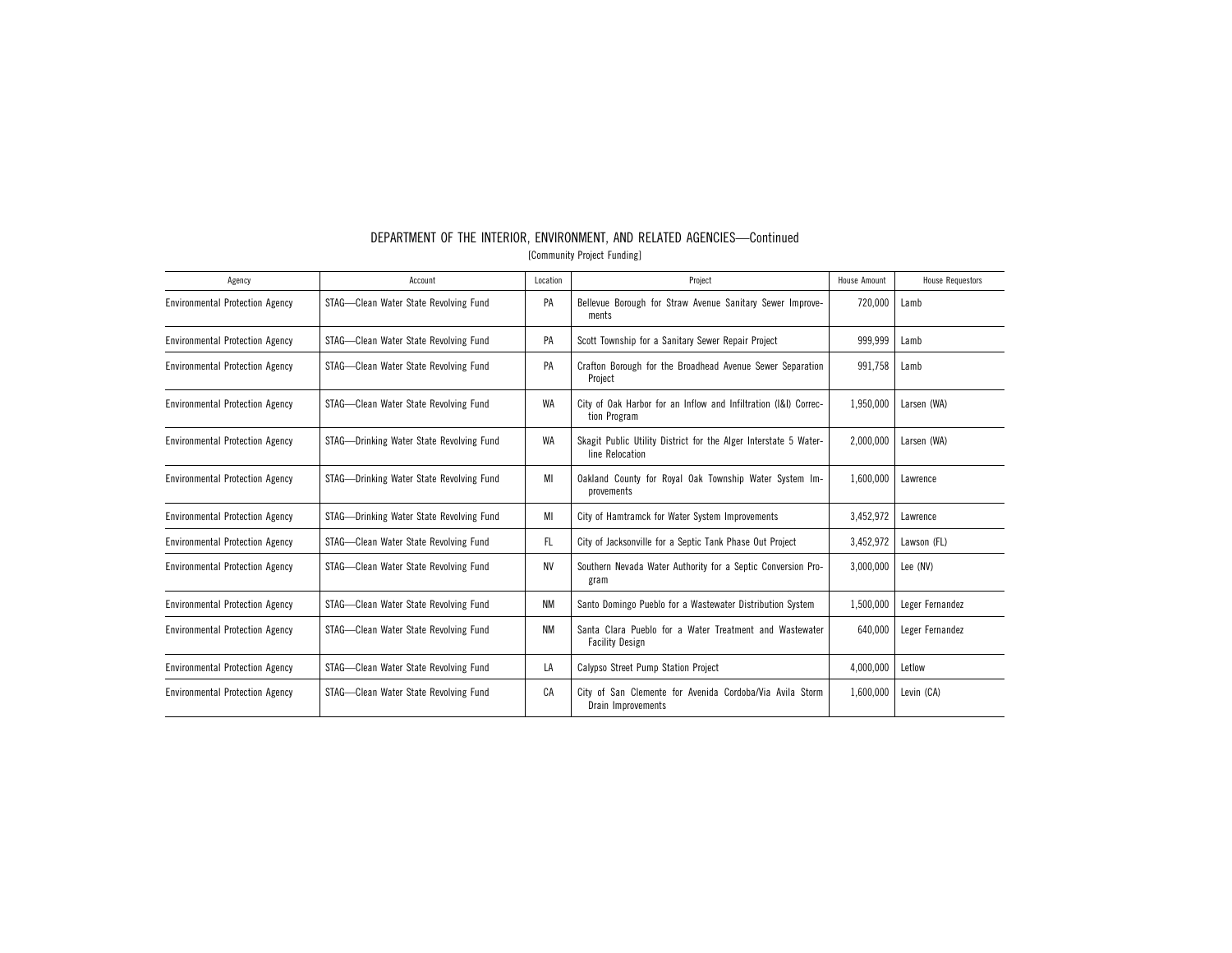## DEPARTMENT OF THE INTERIOR, ENVIRONMENT, AND RELATED AGENCIES—Continued

[Community Project Funding]

| Agency | Account | Location | Project | House Amount | House Requestors |
|---|---|---|---|---|---|
| Environmental Protection Agency | STAG—Clean Water State Revolving Fund | PA | Bellevue Borough for Straw Avenue Sanitary Sewer Improvements | 720,000 | Lamb |
| Environmental Protection Agency | STAG—Clean Water State Revolving Fund | PA | Scott Township for a Sanitary Sewer Repair Project | 999,999 | Lamb |
| Environmental Protection Agency | STAG—Clean Water State Revolving Fund | PA | Crafton Borough for the Broadhead Avenue Sewer Separation Project | 991,758 | Lamb |
| Environmental Protection Agency | STAG—Clean Water State Revolving Fund | WA | City of Oak Harbor for an Inflow and Infiltration (I&I) Correction Program | 1,950,000 | Larsen (WA) |
| Environmental Protection Agency | STAG—Drinking Water State Revolving Fund | WA | Skagit Public Utility District for the Alger Interstate 5 Waterline Relocation | 2,000,000 | Larsen (WA) |
| Environmental Protection Agency | STAG—Drinking Water State Revolving Fund | MI | Oakland County for Royal Oak Township Water System Improvements | 1,600,000 | Lawrence |
| Environmental Protection Agency | STAG—Drinking Water State Revolving Fund | MI | City of Hamtramck for Water System Improvements | 3,452,972 | Lawrence |
| Environmental Protection Agency | STAG—Clean Water State Revolving Fund | FL | City of Jacksonville for a Septic Tank Phase Out Project | 3,452,972 | Lawson (FL) |
| Environmental Protection Agency | STAG—Clean Water State Revolving Fund | NV | Southern Nevada Water Authority for a Septic Conversion Program | 3,000,000 | Lee (NV) |
| Environmental Protection Agency | STAG—Clean Water State Revolving Fund | NM | Santo Domingo Pueblo for a Wastewater Distribution System | 1,500,000 | Leger Fernandez |
| Environmental Protection Agency | STAG—Clean Water State Revolving Fund | NM | Santa Clara Pueblo for a Water Treatment and Wastewater Facility Design | 640,000 | Leger Fernandez |
| Environmental Protection Agency | STAG—Clean Water State Revolving Fund | LA | Calypso Street Pump Station Project | 4,000,000 | Letlow |
| Environmental Protection Agency | STAG—Clean Water State Revolving Fund | CA | City of San Clemente for Avenida Cordoba/Via Avila Storm Drain Improvements | 1,600,000 | Levin (CA) |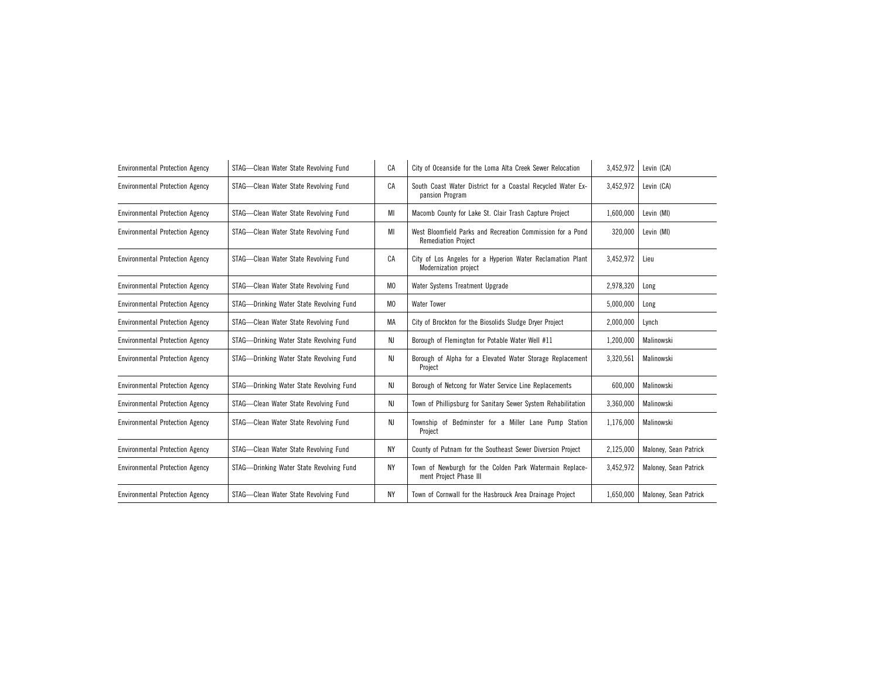| | | | | | |
|---|---|---|---|---|---|
| Environmental Protection Agency | STAG—Clean Water State Revolving Fund | CA | City of Oceanside for the Loma Alta Creek Sewer Relocation | 3,452,972 | Levin (CA) |
| Environmental Protection Agency | STAG—Clean Water State Revolving Fund | CA | South Coast Water District for a Coastal Recycled Water Expansion Program | 3,452,972 | Levin (CA) |
| Environmental Protection Agency | STAG—Clean Water State Revolving Fund | MI | Macomb County for Lake St. Clair Trash Capture Project | 1,600,000 | Levin (MI) |
| Environmental Protection Agency | STAG—Clean Water State Revolving Fund | MI | West Bloomfield Parks and Recreation Commission for a Pond Remediation Project | 320,000 | Levin (MI) |
| Environmental Protection Agency | STAG—Clean Water State Revolving Fund | CA | City of Los Angeles for a Hyperion Water Reclamation Plant Modernization project | 3,452,972 | Lieu |
| Environmental Protection Agency | STAG—Clean Water State Revolving Fund | MO | Water Systems Treatment Upgrade | 2,978,320 | Long |
| Environmental Protection Agency | STAG—Drinking Water State Revolving Fund | MO | Water Tower | 5,000,000 | Long |
| Environmental Protection Agency | STAG—Clean Water State Revolving Fund | MA | City of Brockton for the Biosolids Sludge Dryer Project | 2,000,000 | Lynch |
| Environmental Protection Agency | STAG—Drinking Water State Revolving Fund | NJ | Borough of Flemington for Potable Water Well #11 | 1,200,000 | Malinowski |
| Environmental Protection Agency | STAG—Drinking Water State Revolving Fund | NJ | Borough of Alpha for a Elevated Water Storage Replacement Project | 3,320,561 | Malinowski |
| Environmental Protection Agency | STAG—Drinking Water State Revolving Fund | NJ | Borough of Netcong for Water Service Line Replacements | 600,000 | Malinowski |
| Environmental Protection Agency | STAG—Clean Water State Revolving Fund | NJ | Town of Phillipsburg for Sanitary Sewer System Rehabilitation | 3,360,000 | Malinowski |
| Environmental Protection Agency | STAG—Clean Water State Revolving Fund | NJ | Township of Bedminster for a Miller Lane Pump Station Project | 1,176,000 | Malinowski |
| Environmental Protection Agency | STAG—Clean Water State Revolving Fund | NY | County of Putnam for the Southeast Sewer Diversion Project | 2,125,000 | Maloney, Sean Patrick |
| Environmental Protection Agency | STAG—Drinking Water State Revolving Fund | NY | Town of Newburgh for the Colden Park Watermain Replacement Project Phase III | 3,452,972 | Maloney, Sean Patrick |
| Environmental Protection Agency | STAG—Clean Water State Revolving Fund | NY | Town of Cornwall for the Hasbrouck Area Drainage Project | 1,650,000 | Maloney, Sean Patrick |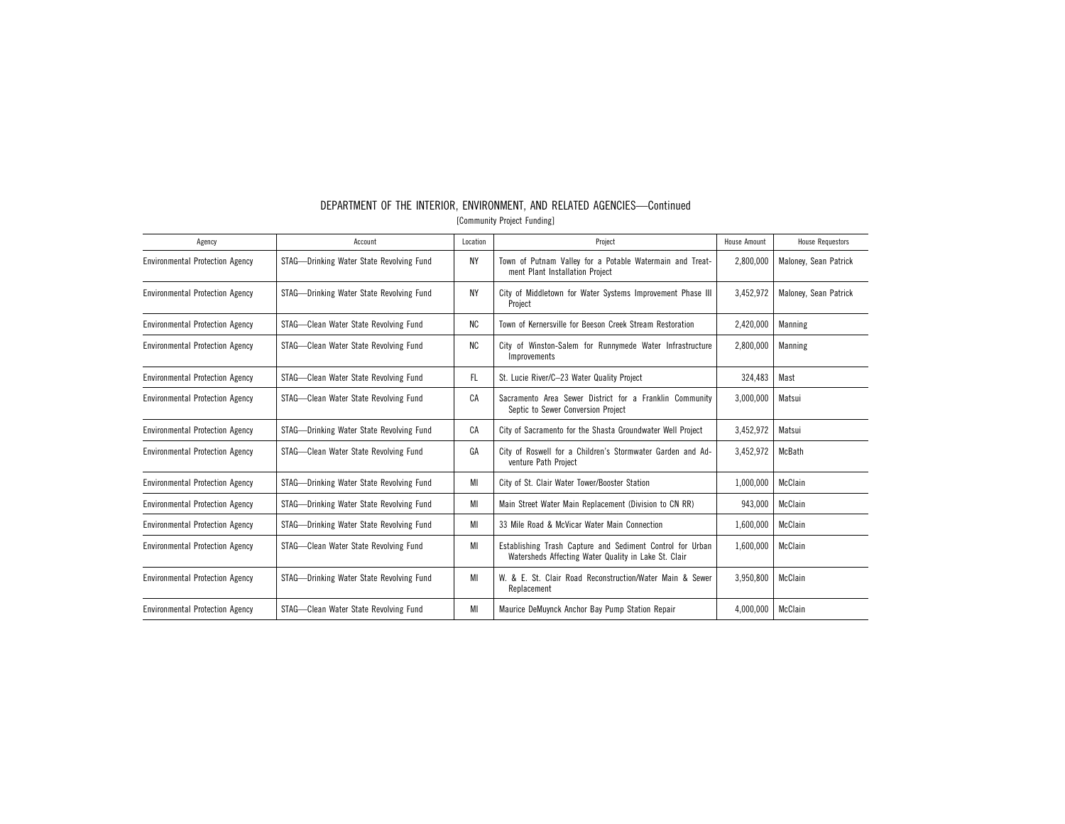## DEPARTMENT OF THE INTERIOR, ENVIRONMENT, AND RELATED AGENCIES—Continued

[Community Project Funding]

| Agency | Account | Location | Project | House Amount | House Requestors |
|---|---|---|---|---|---|
| Environmental Protection Agency | STAG—Drinking Water State Revolving Fund | NY | Town of Putnam Valley for a Potable Watermain and Treatment Plant Installation Project | 2,800,000 | Maloney, Sean Patrick |
| Environmental Protection Agency | STAG—Drinking Water State Revolving Fund | NY | City of Middletown for Water Systems Improvement Phase III Project | 3,452,972 | Maloney, Sean Patrick |
| Environmental Protection Agency | STAG—Clean Water State Revolving Fund | NC | Town of Kernersville for Beeson Creek Stream Restoration | 2,420,000 | Manning |
| Environmental Protection Agency | STAG—Clean Water State Revolving Fund | NC | City of Winston-Salem for Runnymede Water Infrastructure Improvements | 2,800,000 | Manning |
| Environmental Protection Agency | STAG—Clean Water State Revolving Fund | FL | St. Lucie River/C–23 Water Quality Project | 324,483 | Mast |
| Environmental Protection Agency | STAG—Clean Water State Revolving Fund | CA | Sacramento Area Sewer District for a Franklin Community Septic to Sewer Conversion Project | 3,000,000 | Matsui |
| Environmental Protection Agency | STAG—Drinking Water State Revolving Fund | CA | City of Sacramento for the Shasta Groundwater Well Project | 3,452,972 | Matsui |
| Environmental Protection Agency | STAG—Clean Water State Revolving Fund | GA | City of Roswell for a Children's Stormwater Garden and Adventure Path Project | 3,452,972 | McBath |
| Environmental Protection Agency | STAG—Drinking Water State Revolving Fund | MI | City of St. Clair Water Tower/Booster Station | 1,000,000 | McClain |
| Environmental Protection Agency | STAG—Drinking Water State Revolving Fund | MI | Main Street Water Main Replacement (Division to CN RR) | 943,000 | McClain |
| Environmental Protection Agency | STAG—Drinking Water State Revolving Fund | MI | 33 Mile Road & McVicar Water Main Connection | 1,600,000 | McClain |
| Environmental Protection Agency | STAG—Clean Water State Revolving Fund | MI | Establishing Trash Capture and Sediment Control for Urban Watersheds Affecting Water Quality in Lake St. Clair | 1,600,000 | McClain |
| Environmental Protection Agency | STAG—Drinking Water State Revolving Fund | MI | W. & E. St. Clair Road Reconstruction/Water Main & Sewer Replacement | 3,950,800 | McClain |
| Environmental Protection Agency | STAG—Clean Water State Revolving Fund | MI | Maurice DeMuynck Anchor Bay Pump Station Repair | 4,000,000 | McClain |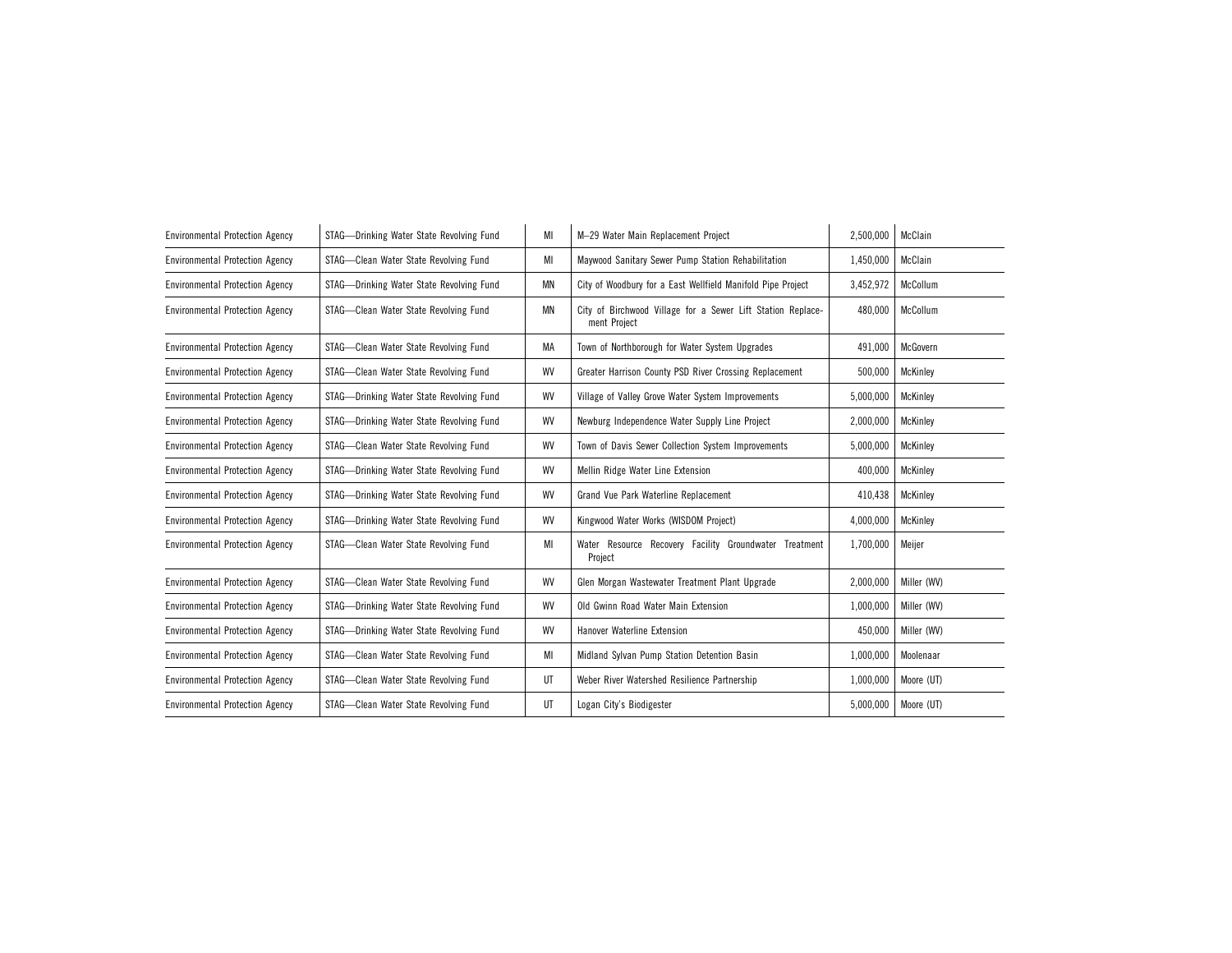| Environmental Protection Agency | STAG—Drinking Water State Revolving Fund | MI | M–29 Water Main Replacement Project | 2,500,000 | McClain |
|---|---|---|---|---|---|
| Environmental Protection Agency | STAG—Clean Water State Revolving Fund | MI | Maywood Sanitary Sewer Pump Station Rehabilitation | 1,450,000 | McClain |
| Environmental Protection Agency | STAG—Drinking Water State Revolving Fund | MN | City of Woodbury for a East Wellfield Manifold Pipe Project | 3,452,972 | McCollum |
| Environmental Protection Agency | STAG—Clean Water State Revolving Fund | MN | City of Birchwood Village for a Sewer Lift Station Replacement Project | 480,000 | McCollum |
| Environmental Protection Agency | STAG—Clean Water State Revolving Fund | MA | Town of Northborough for Water System Upgrades | 491,000 | McGovern |
| Environmental Protection Agency | STAG—Clean Water State Revolving Fund | WV | Greater Harrison County PSD River Crossing Replacement | 500,000 | McKinley |
| Environmental Protection Agency | STAG—Drinking Water State Revolving Fund | WV | Village of Valley Grove Water System Improvements | 5,000,000 | McKinley |
| Environmental Protection Agency | STAG—Drinking Water State Revolving Fund | WV | Newburg Independence Water Supply Line Project | 2,000,000 | McKinley |
| Environmental Protection Agency | STAG—Clean Water State Revolving Fund | WV | Town of Davis Sewer Collection System Improvements | 5,000,000 | McKinley |
| Environmental Protection Agency | STAG—Drinking Water State Revolving Fund | WV | Mellin Ridge Water Line Extension | 400,000 | McKinley |
| Environmental Protection Agency | STAG—Drinking Water State Revolving Fund | WV | Grand Vue Park Waterline Replacement | 410,438 | McKinley |
| Environmental Protection Agency | STAG—Drinking Water State Revolving Fund | WV | Kingwood Water Works (WISDOM Project) | 4,000,000 | McKinley |
| Environmental Protection Agency | STAG—Clean Water State Revolving Fund | MI | Water Resource Recovery Facility Groundwater Treatment Project | 1,700,000 | Meijer |
| Environmental Protection Agency | STAG—Clean Water State Revolving Fund | WV | Glen Morgan Wastewater Treatment Plant Upgrade | 2,000,000 | Miller (WV) |
| Environmental Protection Agency | STAG—Drinking Water State Revolving Fund | WV | Old Gwinn Road Water Main Extension | 1,000,000 | Miller (WV) |
| Environmental Protection Agency | STAG—Drinking Water State Revolving Fund | WV | Hanover Waterline Extension | 450,000 | Miller (WV) |
| Environmental Protection Agency | STAG—Clean Water State Revolving Fund | MI | Midland Sylvan Pump Station Detention Basin | 1,000,000 | Moolenaar |
| Environmental Protection Agency | STAG—Clean Water State Revolving Fund | UT | Weber River Watershed Resilience Partnership | 1,000,000 | Moore (UT) |
| Environmental Protection Agency | STAG—Clean Water State Revolving Fund | UT | Logan City's Biodigester | 5,000,000 | Moore (UT) |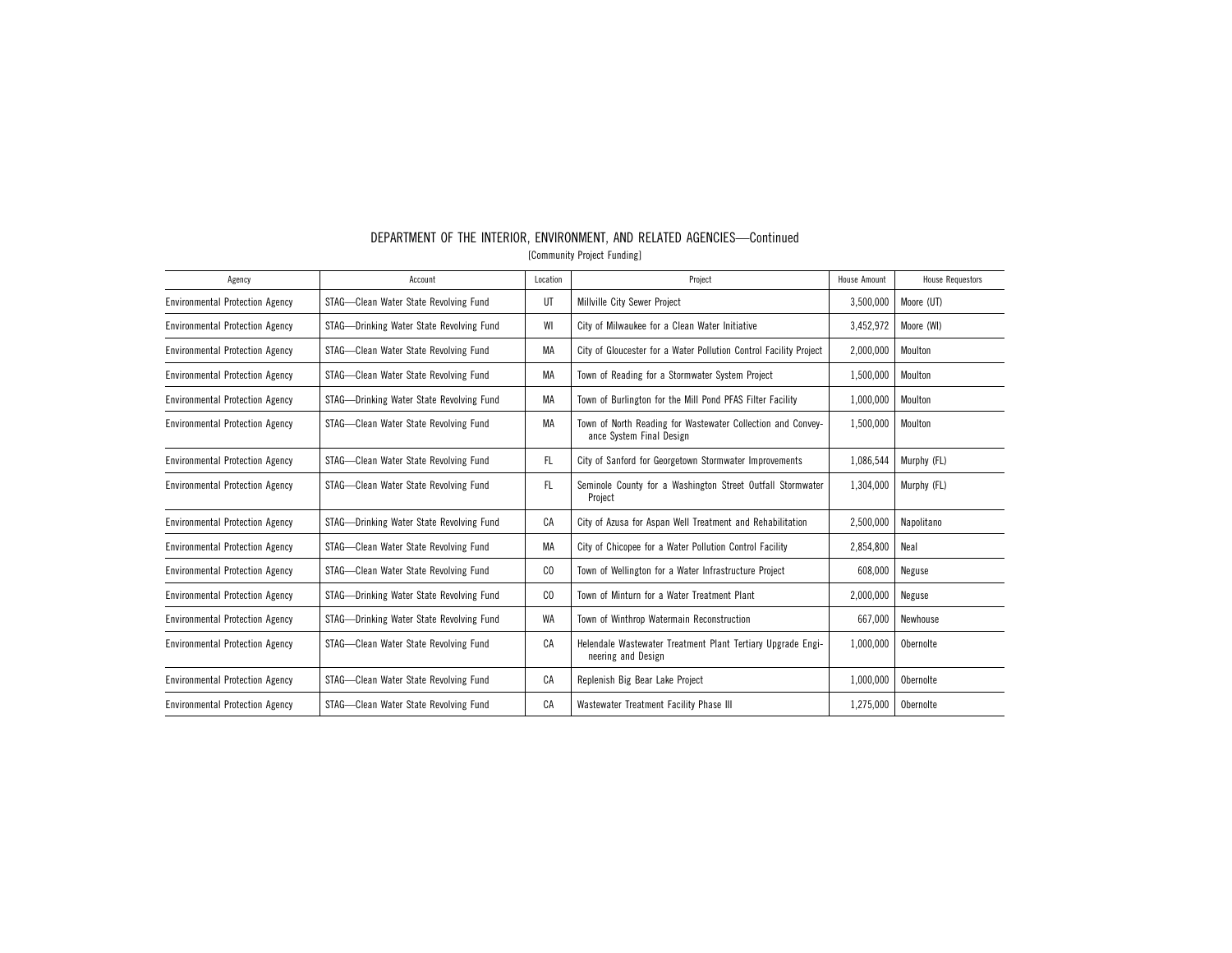## DEPARTMENT OF THE INTERIOR, ENVIRONMENT, AND RELATED AGENCIES—Continued

[Community Project Funding]

| Agency | Account | Location | Project | House Amount | House Requestors |
|---|---|---|---|---|---|
| Environmental Protection Agency | STAG—Clean Water State Revolving Fund | UT | Millville City Sewer Project | 3,500,000 | Moore (UT) |
| Environmental Protection Agency | STAG—Drinking Water State Revolving Fund | WI | City of Milwaukee for a Clean Water Initiative | 3,452,972 | Moore (WI) |
| Environmental Protection Agency | STAG—Clean Water State Revolving Fund | MA | City of Gloucester for a Water Pollution Control Facility Project | 2,000,000 | Moulton |
| Environmental Protection Agency | STAG—Clean Water State Revolving Fund | MA | Town of Reading for a Stormwater System Project | 1,500,000 | Moulton |
| Environmental Protection Agency | STAG—Drinking Water State Revolving Fund | MA | Town of Burlington for the Mill Pond PFAS Filter Facility | 1,000,000 | Moulton |
| Environmental Protection Agency | STAG—Clean Water State Revolving Fund | MA | Town of North Reading for Wastewater Collection and Conveyance System Final Design | 1,500,000 | Moulton |
| Environmental Protection Agency | STAG—Clean Water State Revolving Fund | FL | City of Sanford for Georgetown Stormwater Improvements | 1,086,544 | Murphy (FL) |
| Environmental Protection Agency | STAG—Clean Water State Revolving Fund | FL | Seminole County for a Washington Street Outfall Stormwater Project | 1,304,000 | Murphy (FL) |
| Environmental Protection Agency | STAG—Drinking Water State Revolving Fund | CA | City of Azusa for Aspan Well Treatment and Rehabilitation | 2,500,000 | Napolitano |
| Environmental Protection Agency | STAG—Clean Water State Revolving Fund | MA | City of Chicopee for a Water Pollution Control Facility | 2,854,800 | Neal |
| Environmental Protection Agency | STAG—Clean Water State Revolving Fund | CO | Town of Wellington for a Water Infrastructure Project | 608,000 | Neguse |
| Environmental Protection Agency | STAG—Drinking Water State Revolving Fund | CO | Town of Minturn for a Water Treatment Plant | 2,000,000 | Neguse |
| Environmental Protection Agency | STAG—Drinking Water State Revolving Fund | WA | Town of Winthrop Watermain Reconstruction | 667,000 | Newhouse |
| Environmental Protection Agency | STAG—Clean Water State Revolving Fund | CA | Helendale Wastewater Treatment Plant Tertiary Upgrade Engineering and Design | 1,000,000 | Obernolte |
| Environmental Protection Agency | STAG—Clean Water State Revolving Fund | CA | Replenish Big Bear Lake Project | 1,000,000 | Obernolte |
| Environmental Protection Agency | STAG—Clean Water State Revolving Fund | CA | Wastewater Treatment Facility Phase III | 1,275,000 | Obernolte |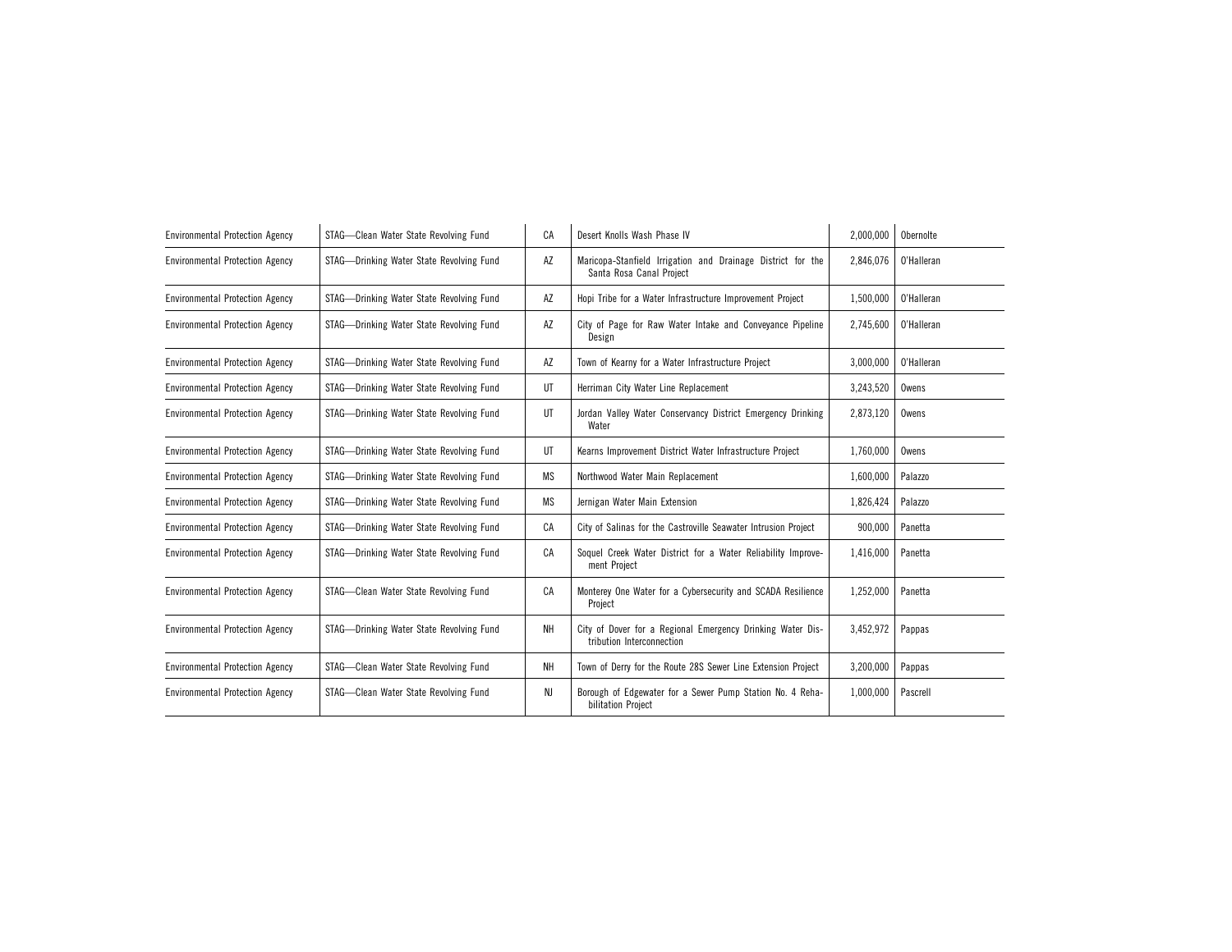| | | | | | |
|---|---|---|---|---|---|
| Environmental Protection Agency | STAG—Clean Water State Revolving Fund | CA | Desert Knolls Wash Phase IV | 2,000,000 | Obernolte |
| Environmental Protection Agency | STAG—Drinking Water State Revolving Fund | AZ | Maricopa-Stanfield Irrigation and Drainage District for the Santa Rosa Canal Project | 2,846,076 | O'Halleran |
| Environmental Protection Agency | STAG—Drinking Water State Revolving Fund | AZ | Hopi Tribe for a Water Infrastructure Improvement Project | 1,500,000 | O'Halleran |
| Environmental Protection Agency | STAG—Drinking Water State Revolving Fund | AZ | City of Page for Raw Water Intake and Conveyance Pipeline Design | 2,745,600 | O'Halleran |
| Environmental Protection Agency | STAG—Drinking Water State Revolving Fund | AZ | Town of Kearny for a Water Infrastructure Project | 3,000,000 | O'Halleran |
| Environmental Protection Agency | STAG—Drinking Water State Revolving Fund | UT | Herriman City Water Line Replacement | 3,243,520 | Owens |
| Environmental Protection Agency | STAG—Drinking Water State Revolving Fund | UT | Jordan Valley Water Conservancy District Emergency Drinking Water | 2,873,120 | Owens |
| Environmental Protection Agency | STAG—Drinking Water State Revolving Fund | UT | Kearns Improvement District Water Infrastructure Project | 1,760,000 | Owens |
| Environmental Protection Agency | STAG—Drinking Water State Revolving Fund | MS | Northwood Water Main Replacement | 1,600,000 | Palazzo |
| Environmental Protection Agency | STAG—Drinking Water State Revolving Fund | MS | Jernigan Water Main Extension | 1,826,424 | Palazzo |
| Environmental Protection Agency | STAG—Drinking Water State Revolving Fund | CA | City of Salinas for the Castroville Seawater Intrusion Project | 900,000 | Panetta |
| Environmental Protection Agency | STAG—Drinking Water State Revolving Fund | CA | Soquel Creek Water District for a Water Reliability Improvement Project | 1,416,000 | Panetta |
| Environmental Protection Agency | STAG—Clean Water State Revolving Fund | CA | Monterey One Water for a Cybersecurity and SCADA Resilience Project | 1,252,000 | Panetta |
| Environmental Protection Agency | STAG—Drinking Water State Revolving Fund | NH | City of Dover for a Regional Emergency Drinking Water Distribution Interconnection | 3,452,972 | Pappas |
| Environmental Protection Agency | STAG—Clean Water State Revolving Fund | NH | Town of Derry for the Route 28S Sewer Line Extension Project | 3,200,000 | Pappas |
| Environmental Protection Agency | STAG—Clean Water State Revolving Fund | NJ | Borough of Edgewater for a Sewer Pump Station No. 4 Rehabilitation Project | 1,000,000 | Pascrell |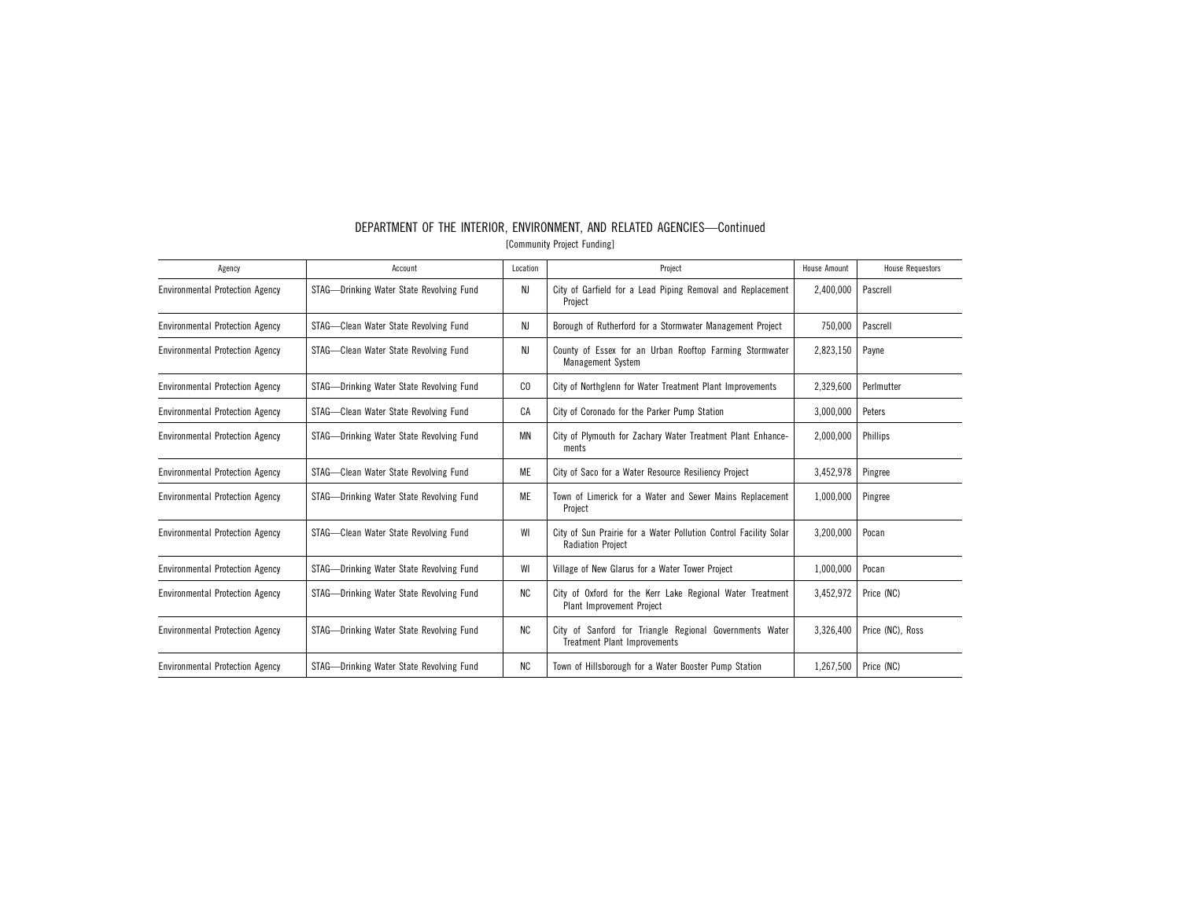## DEPARTMENT OF THE INTERIOR, ENVIRONMENT, AND RELATED AGENCIES—Continued

[Community Project Funding]

| Agency | Account | Location | Project | House Amount | House Requestors |
|---|---|---|---|---|---|
| Environmental Protection Agency | STAG—Drinking Water State Revolving Fund | NJ | City of Garfield for a Lead Piping Removal and Replacement Project | 2,400,000 | Pascrell |
| Environmental Protection Agency | STAG—Clean Water State Revolving Fund | NJ | Borough of Rutherford for a Stormwater Management Project | 750,000 | Pascrell |
| Environmental Protection Agency | STAG—Clean Water State Revolving Fund | NJ | County of Essex for an Urban Rooftop Farming Stormwater Management System | 2,823,150 | Payne |
| Environmental Protection Agency | STAG—Drinking Water State Revolving Fund | CO | City of Northglenn for Water Treatment Plant Improvements | 2,329,600 | Perlmutter |
| Environmental Protection Agency | STAG—Clean Water State Revolving Fund | CA | City of Coronado for the Parker Pump Station | 3,000,000 | Peters |
| Environmental Protection Agency | STAG—Drinking Water State Revolving Fund | MN | City of Plymouth for Zachary Water Treatment Plant Enhancements | 2,000,000 | Phillips |
| Environmental Protection Agency | STAG—Clean Water State Revolving Fund | ME | City of Saco for a Water Resource Resiliency Project | 3,452,978 | Pingree |
| Environmental Protection Agency | STAG—Drinking Water State Revolving Fund | ME | Town of Limerick for a Water and Sewer Mains Replacement Project | 1,000,000 | Pingree |
| Environmental Protection Agency | STAG—Clean Water State Revolving Fund | WI | City of Sun Prairie for a Water Pollution Control Facility Solar Radiation Project | 3,200,000 | Pocan |
| Environmental Protection Agency | STAG—Drinking Water State Revolving Fund | WI | Village of New Glarus for a Water Tower Project | 1,000,000 | Pocan |
| Environmental Protection Agency | STAG—Drinking Water State Revolving Fund | NC | City of Oxford for the Kerr Lake Regional Water Treatment Plant Improvement Project | 3,452,972 | Price (NC) |
| Environmental Protection Agency | STAG—Drinking Water State Revolving Fund | NC | City of Sanford for Triangle Regional Governments Water Treatment Plant Improvements | 3,326,400 | Price (NC), Ross |
| Environmental Protection Agency | STAG—Drinking Water State Revolving Fund | NC | Town of Hillsborough for a Water Booster Pump Station | 1,267,500 | Price (NC) |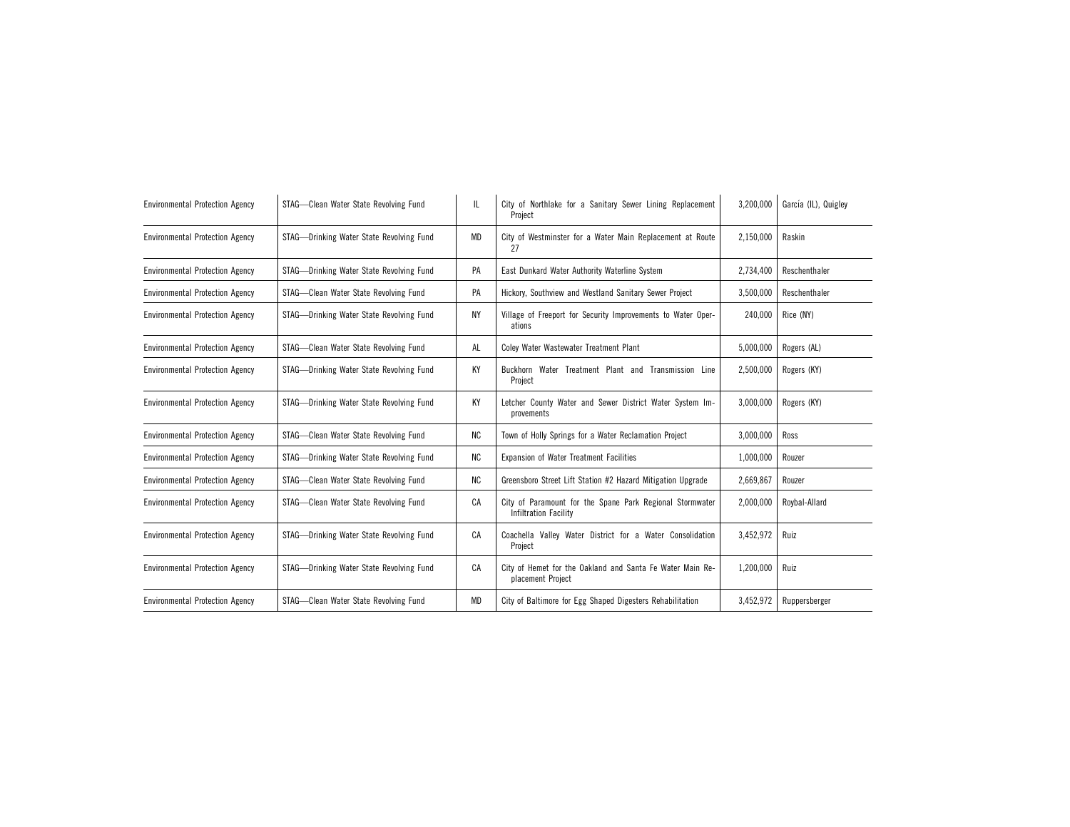| | | | | | |
|---|---|---|---|---|---|
| Environmental Protection Agency | STAG—Clean Water State Revolving Fund | IL | City of Northlake for a Sanitary Sewer Lining Replacement Project | 3,200,000 | García (IL), Quigley |
| Environmental Protection Agency | STAG—Drinking Water State Revolving Fund | MD | City of Westminster for a Water Main Replacement at Route 27 | 2,150,000 | Raskin |
| Environmental Protection Agency | STAG—Drinking Water State Revolving Fund | PA | East Dunkard Water Authority Waterline System | 2,734,400 | Reschenthaler |
| Environmental Protection Agency | STAG—Clean Water State Revolving Fund | PA | Hickory, Southview and Westland Sanitary Sewer Project | 3,500,000 | Reschenthaler |
| Environmental Protection Agency | STAG—Drinking Water State Revolving Fund | NY | Village of Freeport for Security Improvements to Water Operations | 240,000 | Rice (NY) |
| Environmental Protection Agency | STAG—Clean Water State Revolving Fund | AL | Coley Water Wastewater Treatment Plant | 5,000,000 | Rogers (AL) |
| Environmental Protection Agency | STAG—Drinking Water State Revolving Fund | KY | Buckhorn Water Treatment Plant and Transmission Line Project | 2,500,000 | Rogers (KY) |
| Environmental Protection Agency | STAG—Drinking Water State Revolving Fund | KY | Letcher County Water and Sewer District Water System Improvements | 3,000,000 | Rogers (KY) |
| Environmental Protection Agency | STAG—Clean Water State Revolving Fund | NC | Town of Holly Springs for a Water Reclamation Project | 3,000,000 | Ross |
| Environmental Protection Agency | STAG—Drinking Water State Revolving Fund | NC | Expansion of Water Treatment Facilities | 1,000,000 | Rouzer |
| Environmental Protection Agency | STAG—Clean Water State Revolving Fund | NC | Greensboro Street Lift Station #2 Hazard Mitigation Upgrade | 2,669,867 | Rouzer |
| Environmental Protection Agency | STAG—Clean Water State Revolving Fund | CA | City of Paramount for the Spane Park Regional Stormwater Infiltration Facility | 2,000,000 | Roybal-Allard |
| Environmental Protection Agency | STAG—Drinking Water State Revolving Fund | CA | Coachella Valley Water District for a Water Consolidation Project | 3,452,972 | Ruiz |
| Environmental Protection Agency | STAG—Drinking Water State Revolving Fund | CA | City of Hemet for the Oakland and Santa Fe Water Main Replacement Project | 1,200,000 | Ruiz |
| Environmental Protection Agency | STAG—Clean Water State Revolving Fund | MD | City of Baltimore for Egg Shaped Digesters Rehabilitation | 3,452,972 | Ruppersberger |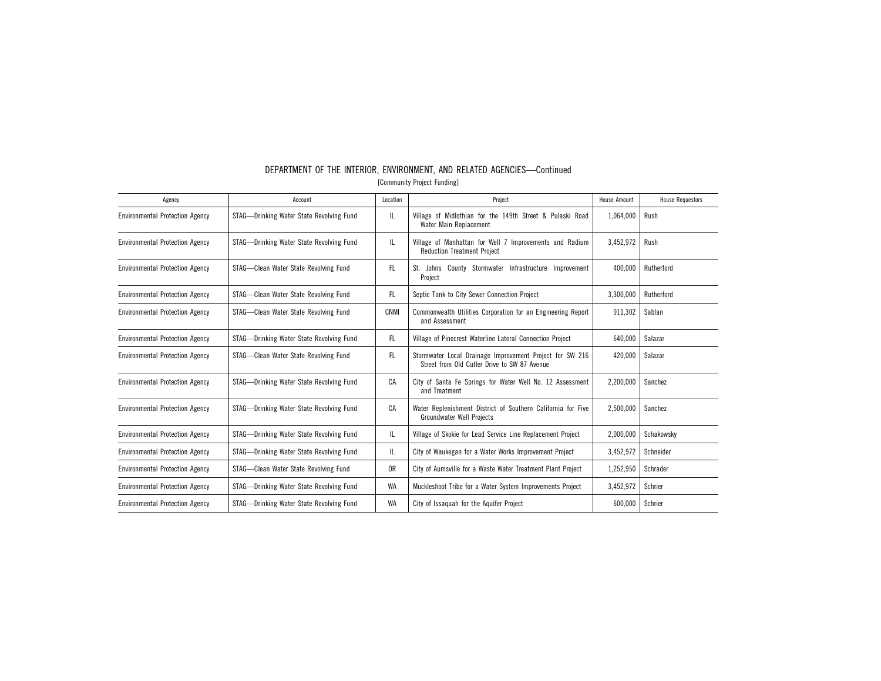## DEPARTMENT OF THE INTERIOR, ENVIRONMENT, AND RELATED AGENCIES—Continued

[Community Project Funding]

| Agency | Account | Location | Project | House Amount | House Requestors |
|---|---|---|---|---|---|
| Environmental Protection Agency | STAG—Drinking Water State Revolving Fund | IL | Village of Midlothian for the 149th Street & Pulaski Road Water Main Replacement | 1,064,000 | Rush |
| Environmental Protection Agency | STAG—Drinking Water State Revolving Fund | IL | Village of Manhattan for Well 7 Improvements and Radium Reduction Treatment Project | 3,452,972 | Rush |
| Environmental Protection Agency | STAG—Clean Water State Revolving Fund | FL | St. Johns County Stormwater Infrastructure Improvement Project | 400,000 | Rutherford |
| Environmental Protection Agency | STAG—Clean Water State Revolving Fund | FL | Septic Tank to City Sewer Connection Project | 3,300,000 | Rutherford |
| Environmental Protection Agency | STAG—Clean Water State Revolving Fund | CNMI | Commonwealth Utilities Corporation for an Engineering Report and Assessment | 911,302 | Sablan |
| Environmental Protection Agency | STAG—Drinking Water State Revolving Fund | FL | Village of Pinecrest Waterline Lateral Connection Project | 640,000 | Salazar |
| Environmental Protection Agency | STAG—Clean Water State Revolving Fund | FL | Stormwater Local Drainage Improvement Project for SW 216 Street from Old Cutler Drive to SW 87 Avenue | 420,000 | Salazar |
| Environmental Protection Agency | STAG—Drinking Water State Revolving Fund | CA | City of Santa Fe Springs for Water Well No. 12 Assessment and Treatment | 2,200,000 | Sanchez |
| Environmental Protection Agency | STAG—Drinking Water State Revolving Fund | CA | Water Replenishment District of Southern California for Five Groundwater Well Projects | 2,500,000 | Sanchez |
| Environmental Protection Agency | STAG—Drinking Water State Revolving Fund | IL | Village of Skokie for Lead Service Line Replacement Project | 2,000,000 | Schakowsky |
| Environmental Protection Agency | STAG—Drinking Water State Revolving Fund | IL | City of Waukegan for a Water Works Improvement Project | 3,452,972 | Schneider |
| Environmental Protection Agency | STAG—Clean Water State Revolving Fund | OR | City of Aumsville for a Waste Water Treatment Plant Project | 1,252,950 | Schrader |
| Environmental Protection Agency | STAG—Drinking Water State Revolving Fund | WA | Muckleshoot Tribe for a Water System Improvements Project | 3,452,972 | Schrier |
| Environmental Protection Agency | STAG—Drinking Water State Revolving Fund | WA | City of Issaquah for the Aquifer Project | 600,000 | Schrier |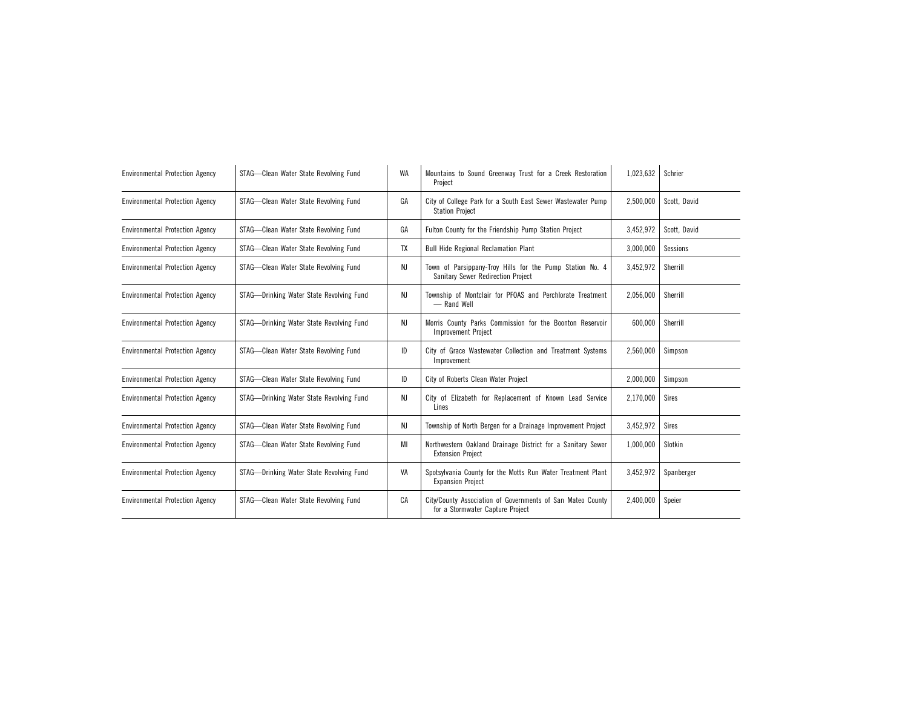| | | | | | |
|---|---|---|---|---|---|
| Environmental Protection Agency | STAG—Clean Water State Revolving Fund | WA | Mountains to Sound Greenway Trust for a Creek Restoration Project | 1,023,632 | Schrier |
| Environmental Protection Agency | STAG—Clean Water State Revolving Fund | GA | City of College Park for a South East Sewer Wastewater Pump Station Project | 2,500,000 | Scott, David |
| Environmental Protection Agency | STAG—Clean Water State Revolving Fund | GA | Fulton County for the Friendship Pump Station Project | 3,452,972 | Scott, David |
| Environmental Protection Agency | STAG—Clean Water State Revolving Fund | TX | Bull Hide Regional Reclamation Plant | 3,000,000 | Sessions |
| Environmental Protection Agency | STAG—Clean Water State Revolving Fund | NJ | Town of Parsippany-Troy Hills for the Pump Station No. 4 Sanitary Sewer Redirection Project | 3,452,972 | Sherrill |
| Environmental Protection Agency | STAG—Drinking Water State Revolving Fund | NJ | Township of Montclair for PFOAS and Perchlorate Treatment — Rand Well | 2,056,000 | Sherrill |
| Environmental Protection Agency | STAG—Drinking Water State Revolving Fund | NJ | Morris County Parks Commission for the Boonton Reservoir Improvement Project | 600,000 | Sherrill |
| Environmental Protection Agency | STAG—Clean Water State Revolving Fund | ID | City of Grace Wastewater Collection and Treatment Systems Improvement | 2,560,000 | Simpson |
| Environmental Protection Agency | STAG—Clean Water State Revolving Fund | ID | City of Roberts Clean Water Project | 2,000,000 | Simpson |
| Environmental Protection Agency | STAG—Drinking Water State Revolving Fund | NJ | City of Elizabeth for Replacement of Known Lead Service Lines | 2,170,000 | Sires |
| Environmental Protection Agency | STAG—Clean Water State Revolving Fund | NJ | Township of North Bergen for a Drainage Improvement Project | 3,452,972 | Sires |
| Environmental Protection Agency | STAG—Clean Water State Revolving Fund | MI | Northwestern Oakland Drainage District for a Sanitary Sewer Extension Project | 1,000,000 | Slotkin |
| Environmental Protection Agency | STAG—Drinking Water State Revolving Fund | VA | Spotsylvania County for the Motts Run Water Treatment Plant Expansion Project | 3,452,972 | Spanberger |
| Environmental Protection Agency | STAG—Clean Water State Revolving Fund | CA | City/County Association of Governments of San Mateo County for a Stormwater Capture Project | 2,400,000 | Speier |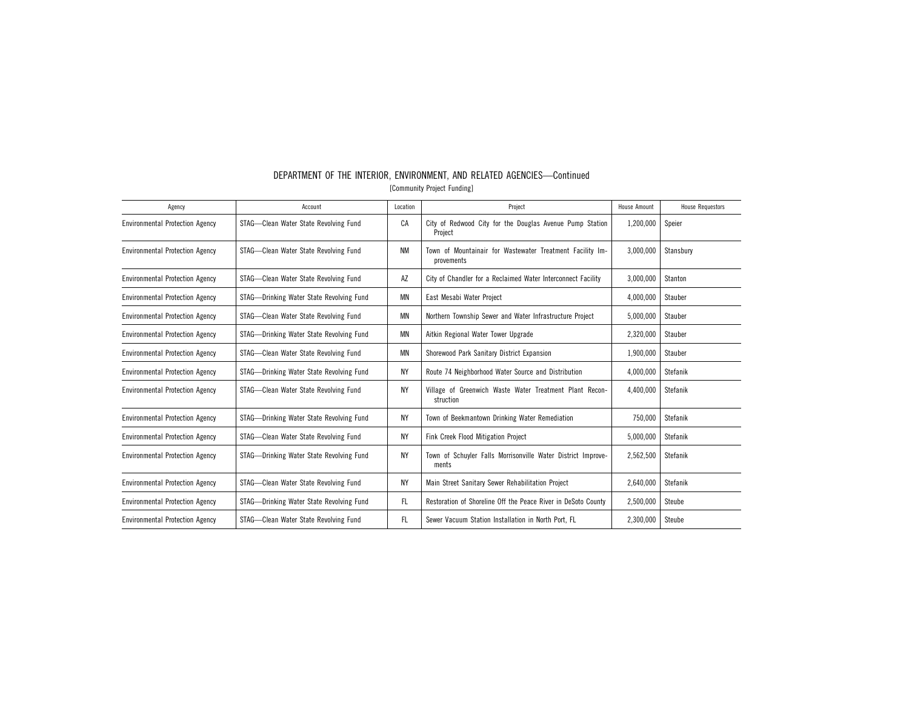DEPARTMENT OF THE INTERIOR, ENVIRONMENT, AND RELATED AGENCIES—Continued

[Community Project Funding]

| Agency | Account | Location | Project | House Amount | House Requestors |
|---|---|---|---|---|---|
| Environmental Protection Agency | STAG—Clean Water State Revolving Fund | CA | City of Redwood City for the Douglas Avenue Pump Station Project | 1,200,000 | Speier |
| Environmental Protection Agency | STAG—Clean Water State Revolving Fund | NM | Town of Mountainair for Wastewater Treatment Facility Improvements | 3,000,000 | Stansbury |
| Environmental Protection Agency | STAG—Clean Water State Revolving Fund | AZ | City of Chandler for a Reclaimed Water Interconnect Facility | 3,000,000 | Stanton |
| Environmental Protection Agency | STAG—Drinking Water State Revolving Fund | MN | East Mesabi Water Project | 4,000,000 | Stauber |
| Environmental Protection Agency | STAG—Clean Water State Revolving Fund | MN | Northern Township Sewer and Water Infrastructure Project | 5,000,000 | Stauber |
| Environmental Protection Agency | STAG—Drinking Water State Revolving Fund | MN | Aitkin Regional Water Tower Upgrade | 2,320,000 | Stauber |
| Environmental Protection Agency | STAG—Clean Water State Revolving Fund | MN | Shorewood Park Sanitary District Expansion | 1,900,000 | Stauber |
| Environmental Protection Agency | STAG—Drinking Water State Revolving Fund | NY | Route 74 Neighborhood Water Source and Distribution | 4,000,000 | Stefanik |
| Environmental Protection Agency | STAG—Clean Water State Revolving Fund | NY | Village of Greenwich Waste Water Treatment Plant Reconstruction | 4,400,000 | Stefanik |
| Environmental Protection Agency | STAG—Drinking Water State Revolving Fund | NY | Town of Beekmantown Drinking Water Remediation | 750,000 | Stefanik |
| Environmental Protection Agency | STAG—Clean Water State Revolving Fund | NY | Fink Creek Flood Mitigation Project | 5,000,000 | Stefanik |
| Environmental Protection Agency | STAG—Drinking Water State Revolving Fund | NY | Town of Schuyler Falls Morrisonville Water District Improvements | 2,562,500 | Stefanik |
| Environmental Protection Agency | STAG—Clean Water State Revolving Fund | NY | Main Street Sanitary Sewer Rehabilitation Project | 2,640,000 | Stefanik |
| Environmental Protection Agency | STAG—Drinking Water State Revolving Fund | FL | Restoration of Shoreline Off the Peace River in DeSoto County | 2,500,000 | Steube |
| Environmental Protection Agency | STAG—Clean Water State Revolving Fund | FL | Sewer Vacuum Station Installation in North Port, FL | 2,300,000 | Steube |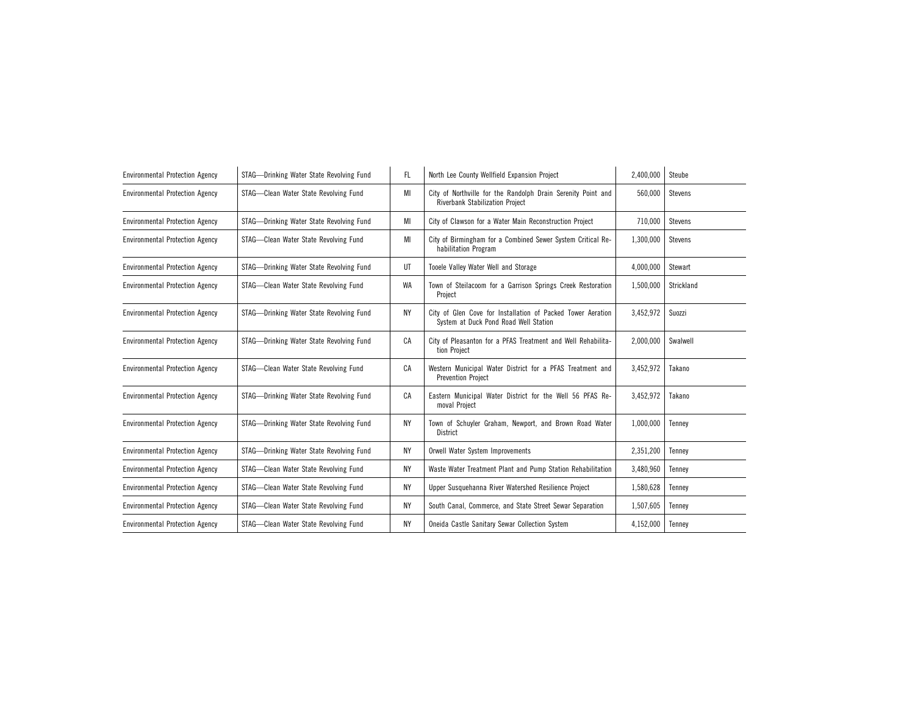| Environmental Protection Agency | STAG—Drinking Water State Revolving Fund | FL | North Lee County Wellfield Expansion Project | 2,400,000 | Steube |
|---|---|---|---|---|---|
| Environmental Protection Agency | STAG—Clean Water State Revolving Fund | MI | City of Northville for the Randolph Drain Serenity Point and Riverbank Stabilization Project | 560,000 | Stevens |
| Environmental Protection Agency | STAG—Drinking Water State Revolving Fund | MI | City of Clawson for a Water Main Reconstruction Project | 710,000 | Stevens |
| Environmental Protection Agency | STAG—Clean Water State Revolving Fund | MI | City of Birmingham for a Combined Sewer System Critical Rehabilitation Program | 1,300,000 | Stevens |
| Environmental Protection Agency | STAG—Drinking Water State Revolving Fund | UT | Tooele Valley Water Well and Storage | 4,000,000 | Stewart |
| Environmental Protection Agency | STAG—Clean Water State Revolving Fund | WA | Town of Steilacoom for a Garrison Springs Creek Restoration Project | 1,500,000 | Strickland |
| Environmental Protection Agency | STAG—Drinking Water State Revolving Fund | NY | City of Glen Cove for Installation of Packed Tower Aeration System at Duck Pond Road Well Station | 3,452,972 | Suozzi |
| Environmental Protection Agency | STAG—Drinking Water State Revolving Fund | CA | City of Pleasanton for a PFAS Treatment and Well Rehabilitation Project | 2,000,000 | Swalwell |
| Environmental Protection Agency | STAG—Clean Water State Revolving Fund | CA | Western Municipal Water District for a PFAS Treatment and Prevention Project | 3,452,972 | Takano |
| Environmental Protection Agency | STAG—Drinking Water State Revolving Fund | CA | Eastern Municipal Water District for the Well 56 PFAS Removal Project | 3,452,972 | Takano |
| Environmental Protection Agency | STAG—Drinking Water State Revolving Fund | NY | Town of Schuyler Graham, Newport, and Brown Road Water District | 1,000,000 | Tenney |
| Environmental Protection Agency | STAG—Drinking Water State Revolving Fund | NY | Orwell Water System Improvements | 2,351,200 | Tenney |
| Environmental Protection Agency | STAG—Clean Water State Revolving Fund | NY | Waste Water Treatment Plant and Pump Station Rehabilitation | 3,480,960 | Tenney |
| Environmental Protection Agency | STAG—Clean Water State Revolving Fund | NY | Upper Susquehanna River Watershed Resilience Project | 1,580,628 | Tenney |
| Environmental Protection Agency | STAG—Clean Water State Revolving Fund | NY | South Canal, Commerce, and State Street Sewar Separation | 1,507,605 | Tenney |
| Environmental Protection Agency | STAG—Clean Water State Revolving Fund | NY | Oneida Castle Sanitary Sewar Collection System | 4,152,000 | Tenney |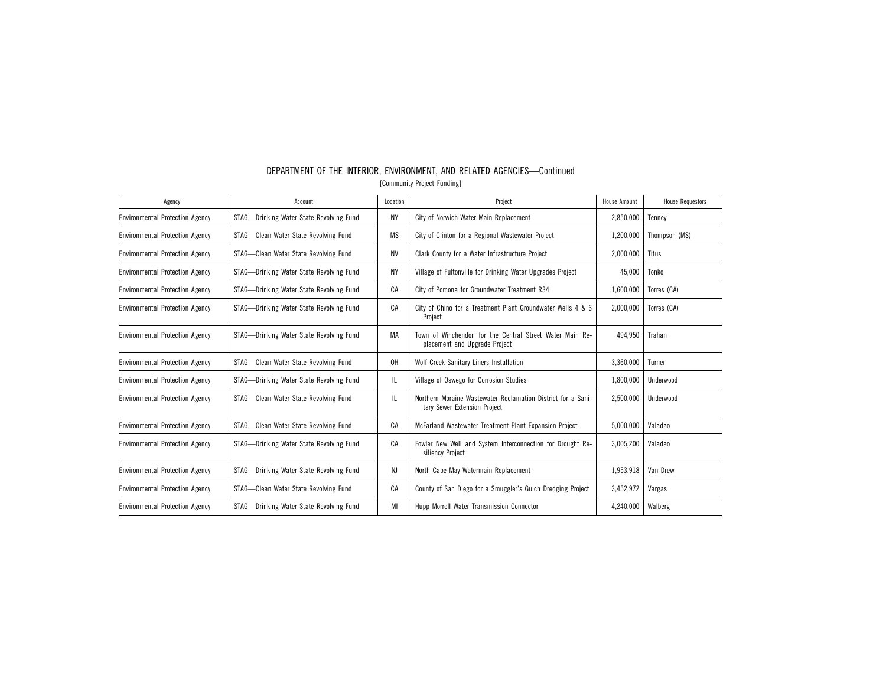## DEPARTMENT OF THE INTERIOR, ENVIRONMENT, AND RELATED AGENCIES—Continued

[Community Project Funding]

| Agency | Account | Location | Project | House Amount | House Requestors |
|---|---|---|---|---|---|
| Environmental Protection Agency | STAG—Drinking Water State Revolving Fund | NY | City of Norwich Water Main Replacement | 2,850,000 | Tenney |
| Environmental Protection Agency | STAG—Clean Water State Revolving Fund | MS | City of Clinton for a Regional Wastewater Project | 1,200,000 | Thompson (MS) |
| Environmental Protection Agency | STAG—Clean Water State Revolving Fund | NV | Clark County for a Water Infrastructure Project | 2,000,000 | Titus |
| Environmental Protection Agency | STAG—Drinking Water State Revolving Fund | NY | Village of Fultonville for Drinking Water Upgrades Project | 45,000 | Tonko |
| Environmental Protection Agency | STAG—Drinking Water State Revolving Fund | CA | City of Pomona for Groundwater Treatment R34 | 1,600,000 | Torres (CA) |
| Environmental Protection Agency | STAG—Drinking Water State Revolving Fund | CA | City of Chino for a Treatment Plant Groundwater Wells 4 & 6 Project | 2,000,000 | Torres (CA) |
| Environmental Protection Agency | STAG—Drinking Water State Revolving Fund | MA | Town of Winchendon for the Central Street Water Main Replacement and Upgrade Project | 494,950 | Trahan |
| Environmental Protection Agency | STAG—Clean Water State Revolving Fund | OH | Wolf Creek Sanitary Liners Installation | 3,360,000 | Turner |
| Environmental Protection Agency | STAG—Drinking Water State Revolving Fund | IL | Village of Oswego for Corrosion Studies | 1,800,000 | Underwood |
| Environmental Protection Agency | STAG—Clean Water State Revolving Fund | IL | Northern Moraine Wastewater Reclamation District for a Sanitary Sewer Extension Project | 2,500,000 | Underwood |
| Environmental Protection Agency | STAG—Clean Water State Revolving Fund | CA | McFarland Wastewater Treatment Plant Expansion Project | 5,000,000 | Valadao |
| Environmental Protection Agency | STAG—Drinking Water State Revolving Fund | CA | Fowler New Well and System Interconnection for Drought Resiliency Project | 3,005,200 | Valadao |
| Environmental Protection Agency | STAG—Drinking Water State Revolving Fund | NJ | North Cape May Watermain Replacement | 1,953,918 | Van Drew |
| Environmental Protection Agency | STAG—Clean Water State Revolving Fund | CA | County of San Diego for a Smuggler's Gulch Dredging Project | 3,452,972 | Vargas |
| Environmental Protection Agency | STAG—Drinking Water State Revolving Fund | MI | Hupp-Morrell Water Transmission Connector | 4,240,000 | Walberg |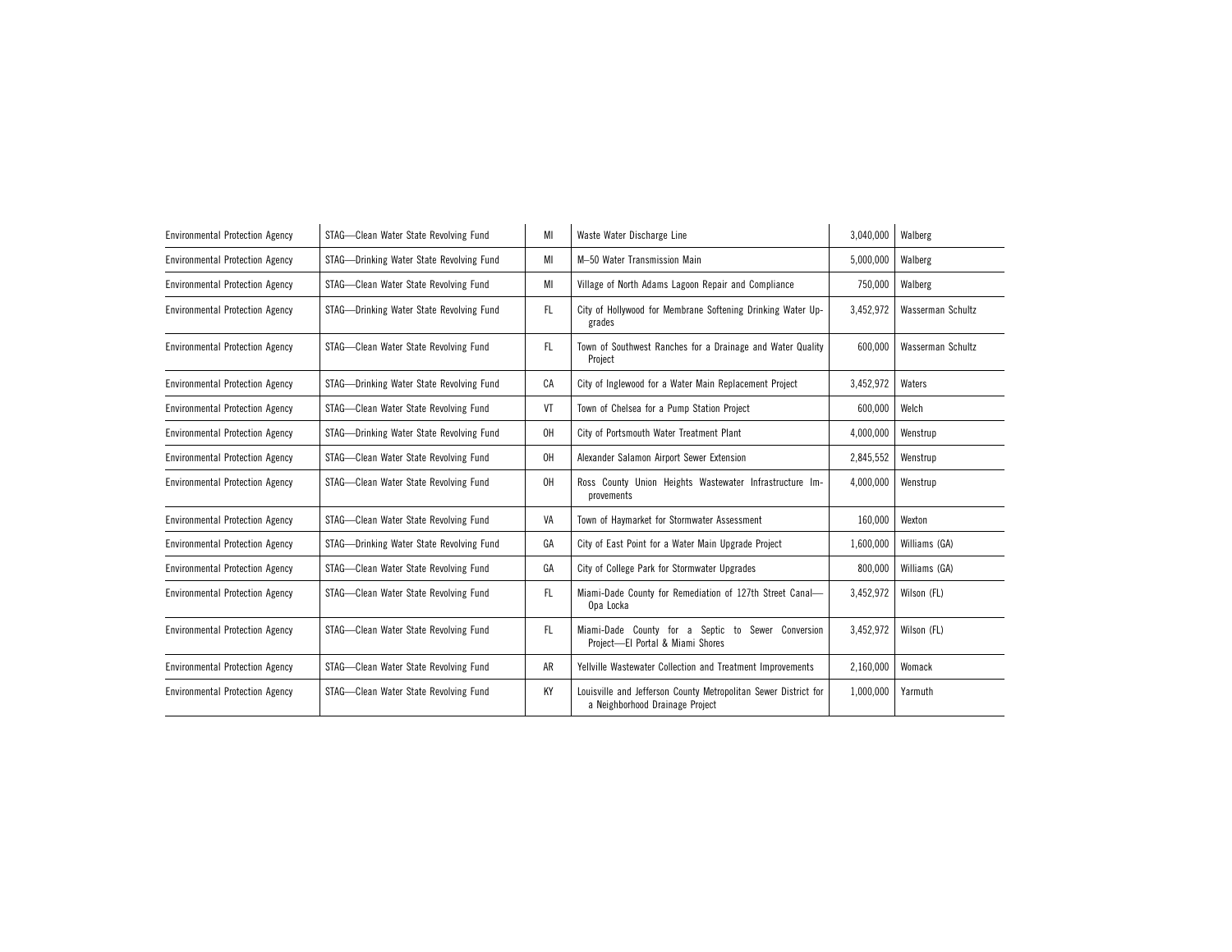| Environmental Protection Agency | STAG—Clean Water State Revolving Fund | MI | Waste Water Discharge Line | 3,040,000 | Walberg |
|---|---|---|---|---|---|
| Environmental Protection Agency | STAG—Drinking Water State Revolving Fund | MI | M–50 Water Transmission Main | 5,000,000 | Walberg |
| Environmental Protection Agency | STAG—Clean Water State Revolving Fund | MI | Village of North Adams Lagoon Repair and Compliance | 750,000 | Walberg |
| Environmental Protection Agency | STAG—Drinking Water State Revolving Fund | FL | City of Hollywood for Membrane Softening Drinking Water Upgrades | 3,452,972 | Wasserman Schultz |
| Environmental Protection Agency | STAG—Clean Water State Revolving Fund | FL | Town of Southwest Ranches for a Drainage and Water Quality Project | 600,000 | Wasserman Schultz |
| Environmental Protection Agency | STAG—Drinking Water State Revolving Fund | CA | City of Inglewood for a Water Main Replacement Project | 3,452,972 | Waters |
| Environmental Protection Agency | STAG—Clean Water State Revolving Fund | VT | Town of Chelsea for a Pump Station Project | 600,000 | Welch |
| Environmental Protection Agency | STAG—Drinking Water State Revolving Fund | OH | City of Portsmouth Water Treatment Plant | 4,000,000 | Wenstrup |
| Environmental Protection Agency | STAG—Clean Water State Revolving Fund | OH | Alexander Salamon Airport Sewer Extension | 2,845,552 | Wenstrup |
| Environmental Protection Agency | STAG—Clean Water State Revolving Fund | OH | Ross County Union Heights Wastewater Infrastructure Improvements | 4,000,000 | Wenstrup |
| Environmental Protection Agency | STAG—Clean Water State Revolving Fund | VA | Town of Haymarket for Stormwater Assessment | 160,000 | Wexton |
| Environmental Protection Agency | STAG—Drinking Water State Revolving Fund | GA | City of East Point for a Water Main Upgrade Project | 1,600,000 | Williams (GA) |
| Environmental Protection Agency | STAG—Clean Water State Revolving Fund | GA | City of College Park for Stormwater Upgrades | 800,000 | Williams (GA) |
| Environmental Protection Agency | STAG—Clean Water State Revolving Fund | FL | Miami-Dade County for Remediation of 127th Street Canal—Opa Locka | 3,452,972 | Wilson (FL) |
| Environmental Protection Agency | STAG—Clean Water State Revolving Fund | FL | Miami-Dade County for a Septic to Sewer Conversion Project—El Portal & Miami Shores | 3,452,972 | Wilson (FL) |
| Environmental Protection Agency | STAG—Clean Water State Revolving Fund | AR | Yellville Wastewater Collection and Treatment Improvements | 2,160,000 | Womack |
| Environmental Protection Agency | STAG—Clean Water State Revolving Fund | KY | Louisville and Jefferson County Metropolitan Sewer District for a Neighborhood Drainage Project | 1,000,000 | Yarmuth |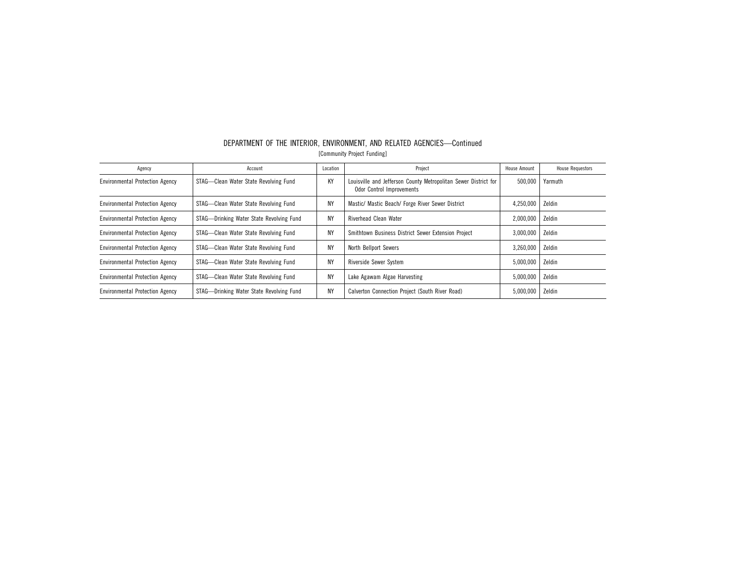## DEPARTMENT OF THE INTERIOR, ENVIRONMENT, AND RELATED AGENCIES—Continued

[Community Project Funding]

| Agency | Account | Location | Project | House Amount | House Requestors |
|---|---|---|---|---|---|
| Environmental Protection Agency | STAG—Clean Water State Revolving Fund | KY | Louisville and Jefferson County Metropolitan Sewer District for Odor Control Improvements | 500,000 | Yarmuth |
| Environmental Protection Agency | STAG—Clean Water State Revolving Fund | NY | Mastic/ Mastic Beach/ Forge River Sewer District | 4,250,000 | Zeldin |
| Environmental Protection Agency | STAG—Drinking Water State Revolving Fund | NY | Riverhead Clean Water | 2,000,000 | Zeldin |
| Environmental Protection Agency | STAG—Clean Water State Revolving Fund | NY | Smithtown Business District Sewer Extension Project | 3,000,000 | Zeldin |
| Environmental Protection Agency | STAG—Clean Water State Revolving Fund | NY | North Bellport Sewers | 3,260,000 | Zeldin |
| Environmental Protection Agency | STAG—Clean Water State Revolving Fund | NY | Riverside Sewer System | 5,000,000 | Zeldin |
| Environmental Protection Agency | STAG—Clean Water State Revolving Fund | NY | Lake Agawam Algae Harvesting | 5,000,000 | Zeldin |
| Environmental Protection Agency | STAG—Drinking Water State Revolving Fund | NY | Calverton Connection Project (South River Road) | 5,000,000 | Zeldin |